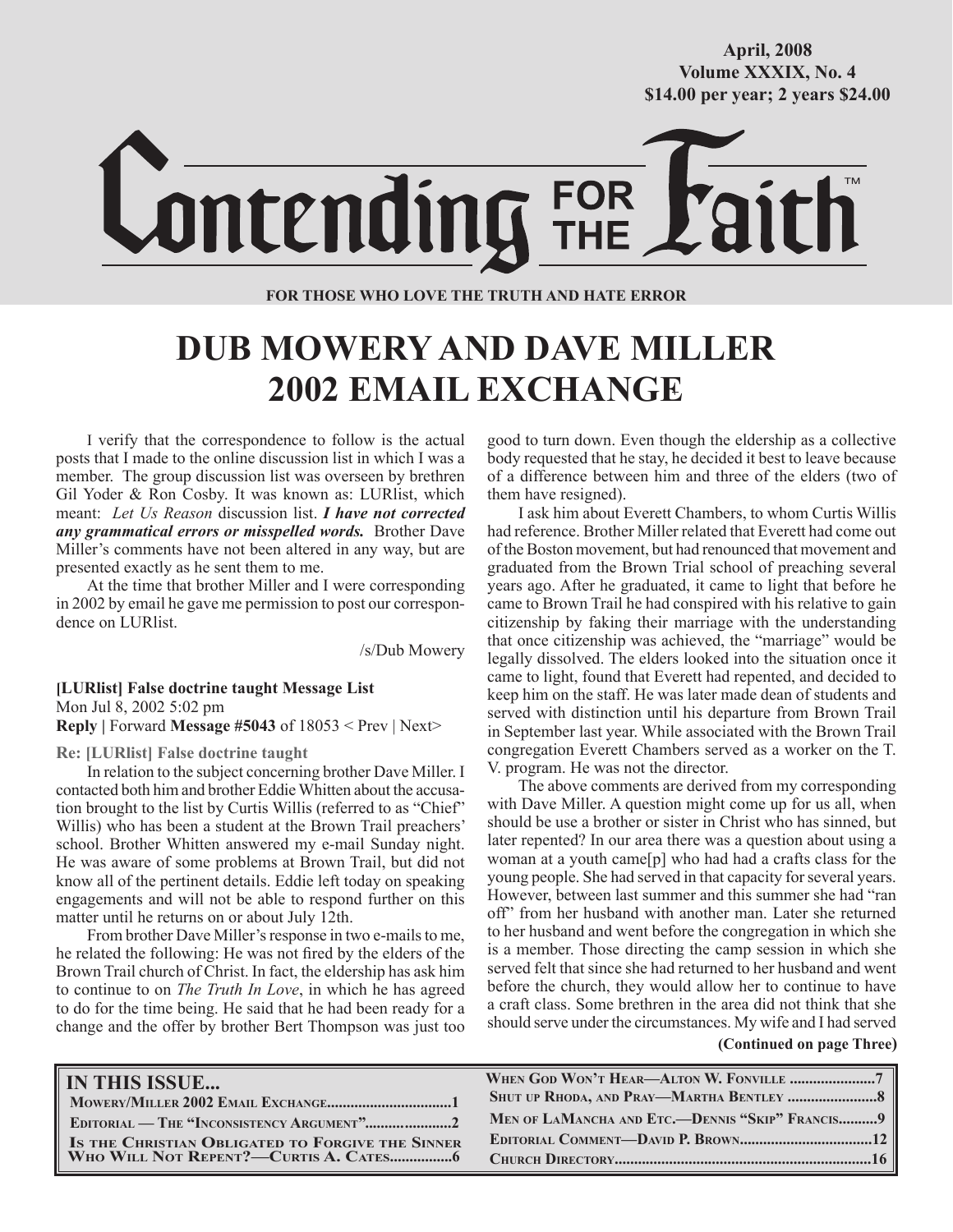April, 2008
Volume XXXIX, No. 4
$14.00 per year; 2 years $24.00

# Contending FOR THE Faith™

**FOR THOSE WHO LOVE THE TRUTH AND HATE ERROR**

# DUB MOWERY AND DAVE MILLER 2002 EMAIL EXCHANGE

I verify that the correspondence to follow is the actual posts that I made to the online discussion list in which I was a member. The group discussion list was overseen by brethren Gil Yoder & Ron Cosby. It was known as: LURlist, which meant: *Let Us Reason* discussion list. ***I have not corrected any grammatical errors or misspelled words.*** Brother Dave Miller's comments have not been altered in any way, but are presented exactly as he sent them to me.

At the time that brother Miller and I were corresponding in 2002 by email he gave me permission to post our correspondence on LURlist.

/s/Dub Mowery

**[LURlist] False doctrine taught Message List**
Mon Jul 8, 2002 5:02 pm
**Reply |** Forward **Message #5043** of 18053 < Prev | Next>

**Re: [LURlist] False doctrine taught**

In relation to the subject concerning brother Dave Miller. I contacted both him and brother Eddie Whitten about the accusation brought to the list by Curtis Willis (referred to as "Chief" Willis) who has been a student at the Brown Trail preachers' school. Brother Whitten answered my e-mail Sunday night. He was aware of some problems at Brown Trail, but did not know all of the pertinent details. Eddie left today on speaking engagements and will not be able to respond further on this matter until he returns on or about July 12th.

From brother Dave Miller's response in two e-mails to me, he related the following: He was not fired by the elders of the Brown Trail church of Christ. In fact, the eldership has ask him to continue to on *The Truth In Love*, in which he has agreed to do for the time being. He said that he had been ready for a change and the offer by brother Bert Thompson was just too good to turn down. Even though the eldership as a collective body requested that he stay, he decided it best to leave because of a difference between him and three of the elders (two of them have resigned).

I ask him about Everett Chambers, to whom Curtis Willis had reference. Brother Miller related that Everett had come out of the Boston movement, but had renounced that movement and graduated from the Brown Trial school of preaching several years ago. After he graduated, it came to light that before he came to Brown Trail he had conspired with his relative to gain citizenship by faking their marriage with the understanding that once citizenship was achieved, the "marriage" would be legally dissolved. The elders looked into the situation once it came to light, found that Everett had repented, and decided to keep him on the staff. He was later made dean of students and served with distinction until his departure from Brown Trail in September last year. While associated with the Brown Trail congregation Everett Chambers served as a worker on the T. V. program. He was not the director.

The above comments are derived from my corresponding with Dave Miller. A question might come up for us all, when should be use a brother or sister in Christ who has sinned, but later repented? In our area there was a question about using a woman at a youth came[p] who had had a crafts class for the young people. She had served in that capacity for several years. However, between last summer and this summer she had "ran off" from her husband with another man. Later she returned to her husband and went before the congregation in which she is a member. Those directing the camp session in which she served felt that since she had returned to her husband and went before the church, they would allow her to continue to have a craft class. Some brethren in the area did not think that she should serve under the circumstances. My wife and I had served

**(Continued on page Three)**

## IN THIS ISSUE...

- Mowery/Miller 2002 Email Exchange................................1
- Editorial — The "Inconsistency Argument"......................2
- Is the Christian Obligated to Forgive the Sinner Who Will Not Repent?—Curtis A. Cates................6
- When God Won't Hear—Alton W. Fonville ......................7
- Shut up Rhoda, and Pray—Martha Bentley .......................8
- Men of LaMancha and Etc.—Dennis "Skip" Francis..........9
- Editorial Comment—David P. Brown.................................12
- Church Directory.................................................................16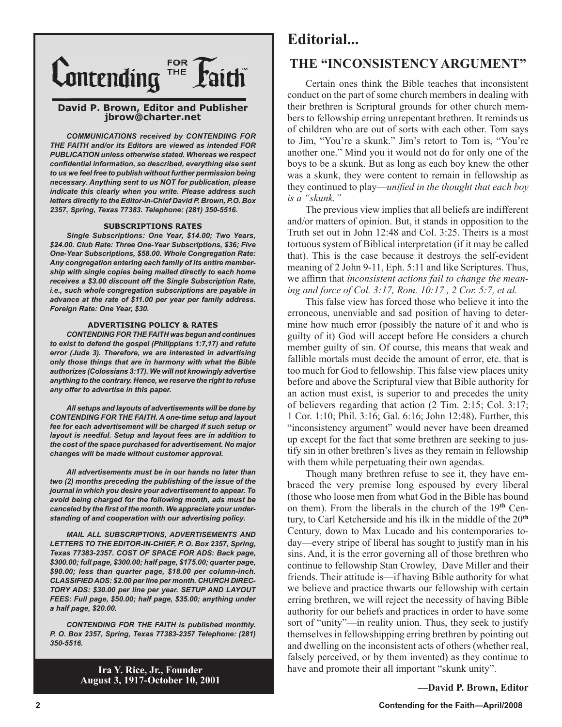# Contending FOR THE Faith

**David P. Brown, Editor and Publisher**
**jbrow@charter.net**

***COMMUNICATIONS received by CONTENDING FOR THE FAITH and/or its Editors are viewed as intended FOR PUBLICATION unless otherwise stated. Whereas we respect confidential information, so described, everything else sent to us we feel free to publish without further permission being necessary. Anything sent to us NOT for publication, please indicate this clearly when you write. Please address such letters directly to the Editor-in-Chief David P. Brown, P.O. Box 2357, Spring, Texas 77383. Telephone: (281) 350-5516.***

**SUBSCRIPTIONS RATES**

***Single Subscriptions: One Year, $14.00; Two Years, $24.00. Club Rate: Three One-Year Subscriptions, $36; Five One-Year Subscriptions, $58.00. Whole Congregation Rate: Any congregation entering each family of its entire membership with single copies being mailed directly to each home receives a $3.00 discount off the Single Subscription Rate, i.e., such whole congregation subscriptions are payable in advance at the rate of $11.00 per year per family address. Foreign Rate: One Year, $30.***

**ADVERTISING POLICY & RATES**

***CONTENDING FOR THE FAITH was begun and continues to exist to defend the gospel (Philippians 1:7,17) and refute error (Jude 3). Therefore, we are interested in advertising only those things that are in harmony with what the Bible authorizes (Colossians 3:17). We will not knowingly advertise anything to the contrary. Hence, we reserve the right to refuse any offer to advertise in this paper.***

***All setups and layouts of advertisements will be done by CONTENDING FOR THE FAITH. A one-time setup and layout fee for each advertisement will be charged if such setup or layout is needful. Setup and layout fees are in addition to the cost of the space purchased for advertisement. No major changes will be made without customer approval.***

***All advertisements must be in our hands no later than two (2) months preceding the publishing of the issue of the journal in which you desire your advertisement to appear. To avoid being charged for the following month, ads must be canceled by the first of the month. We appreciate your understanding of and cooperation with our advertising policy.***

***MAIL ALL SUBSCRIPTIONS, ADVERTISEMENTS AND LETTERS TO THE EDITOR-IN-CHIEF, P. O. Box 2357, Spring, Texas 77383-2357. COST OF SPACE FOR ADS: Back page, $300.00; full page, $300.00; half page, $175.00; quarter page, $90.00; less than quarter page, $18.00 per column-inch. CLASSIFIED ADS: $2.00 per line per month. CHURCH DIRECTORY ADS: $30.00 per line per year. SETUP AND LAYOUT FEES: Full page, $50.00; half page, $35.00; anything under a half page, $20.00.***

***CONTENDING FOR THE FAITH is published monthly. P. O. Box 2357, Spring, Texas 77383-2357 Telephone: (281) 350-5516.***

**Ira Y. Rice, Jr., Founder**
**August 3, 1917-October 10, 2001**

# Editorial...

## THE "INCONSISTENCY ARGUMENT"

Certain ones think the Bible teaches that inconsistent conduct on the part of some church members in dealing with their brethren is Scriptural grounds for other church members to fellowship erring unrepentant brethren. It reminds us of children who are out of sorts with each other. Tom says to Jim, "You're a skunk." Jim's retort to Tom is, "You're another one." Mind you it would not do for only one of the boys to be a skunk. But as long as each boy knew the other was a skunk, they were content to remain in fellowship as they continued to play—*unified in the thought that each boy is a "skunk."*

The previous view implies that all beliefs are indifferent and/or matters of opinion. But, it stands in opposition to the Truth set out in John 12:48 and Col. 3:25. Theirs is a most tortuous system of Biblical interpretation (if it may be called that). This is the case because it destroys the self-evident meaning of 2 John 9-11, Eph. 5:11 and like Scriptures. Thus, we affirm that *inconsistent actions fail to change the meaning and force of Col. 3:17, Rom. 10:17 , 2 Cor. 5:7, et al.*

This false view has forced those who believe it into the erroneous, unenviable and sad position of having to determine how much error (possibly the nature of it and who is guilty of it) God will accept before He considers a church member guilty of sin. Of course, this means that weak and fallible mortals must decide the amount of error, etc. that is too much for God to fellowship. This false view places unity before and above the Scriptural view that Bible authority for an action must exist, is superior to and precedes the unity of believers regarding that action (2 Tim. 2:15; Col. 3:17; 1 Cor. 1:10; Phil. 3:16; Gal. 6:16; John 12:48). Further, this "inconsistency argument" would never have been dreamed up except for the fact that some brethren are seeking to justify sin in other brethren's lives as they remain in fellowship with them while perpetuating their own agendas.

Though many brethren refuse to see it, they have embraced the very premise long espoused by every liberal (those who loose men from what God in the Bible has bound on them). From the liberals in the church of the 19th Century, to Carl Ketcherside and his ilk in the middle of the 20th Century, down to Max Lucado and his contemporaries today—every stripe of liberal has sought to justify man in his sins. And, it is the error governing all of those brethren who continue to fellowship Stan Crowley, Dave Miller and their friends. Their attitude is—if having Bible authority for what we believe and practice thwarts our fellowship with certain erring brethren, we will reject the necessity of having Bible authority for our beliefs and practices in order to have some sort of "unity"—in reality union. Thus, they seek to justify themselves in fellowshipping erring brethren by pointing out and dwelling on the inconsistent acts of others (whether real, falsely perceived, or by them invented) as they continue to have and promote their all important "skunk unity".

**—David P. Brown, Editor**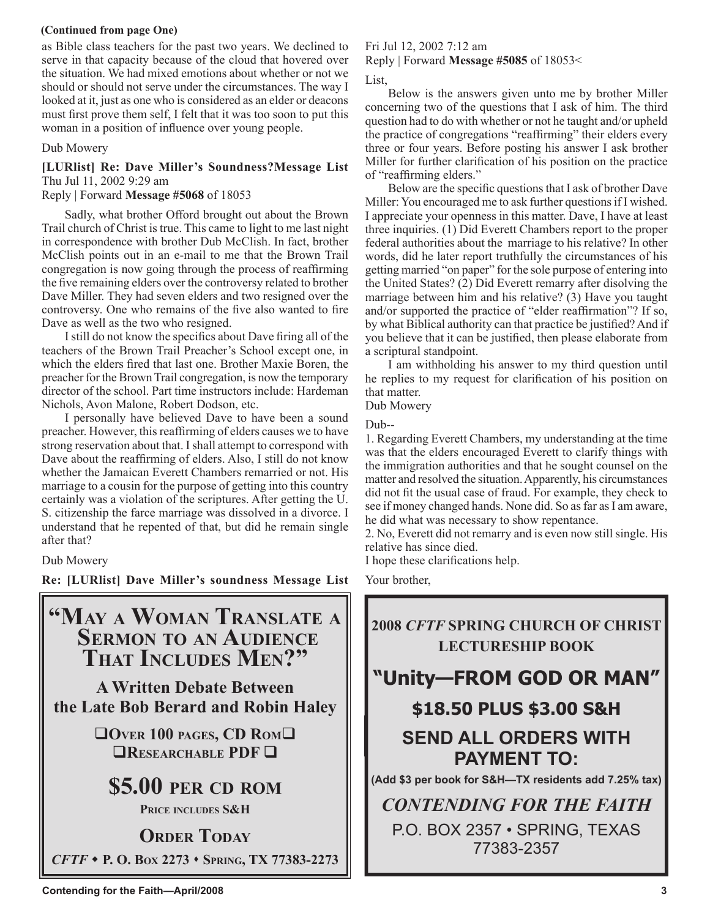**(Continued from page One)**

as Bible class teachers for the past two years. We declined to serve in that capacity because of the cloud that hovered over the situation. We had mixed emotions about whether or not we should or should not serve under the circumstances. The way I looked at it, just as one who is considered as an elder or deacons must first prove them self, I felt that it was too soon to put this woman in a position of influence over young people.

Dub Mowery

**[LURlist] Re: Dave Miller's Soundness?Message List**
Thu Jul 11, 2002 9:29 am
Reply | Forward **Message #5068** of 18053

Sadly, what brother Offord brought out about the Brown Trail church of Christ is true. This came to light to me last night in correspondence with brother Dub McClish. In fact, brother McClish points out in an e-mail to me that the Brown Trail congregation is now going through the process of reaffirming the five remaining elders over the controversy related to brother Dave Miller. They had seven elders and two resigned over the controversy. One who remains of the five also wanted to fire Dave as well as the two who resigned.

I still do not know the specifics about Dave firing all of the teachers of the Brown Trail Preacher's School except one, in which the elders fired that last one. Brother Maxie Boren, the preacher for the Brown Trail congregation, is now the temporary director of the school. Part time instructors include: Hardeman Nichols, Avon Malone, Robert Dodson, etc.

I personally have believed Dave to have been a sound preacher. However, this reaffirming of elders causes we to have strong reservation about that. I shall attempt to correspond with Dave about the reaffirming of elders. Also, I still do not know whether the Jamaican Everett Chambers remarried or not. His marriage to a cousin for the purpose of getting into this country certainly was a violation of the scriptures. After getting the U. S. citizenship the farce marriage was dissolved in a divorce. I understand that he repented of that, but did he remain single after that?

Dub Mowery

**Re: [LURlist] Dave Miller's soundness Message List**

Fri Jul 12, 2002 7:12 am
Reply | Forward **Message #5085** of 18053<

List,

Below is the answers given unto me by brother Miller concerning two of the questions that I ask of him. The third question had to do with whether or not he taught and/or upheld the practice of congregations "reaffirming" their elders every three or four years. Before posting his answer I ask brother Miller for further clarification of his position on the practice of "reaffirming elders."

Below are the specific questions that I ask of brother Dave Miller: You encouraged me to ask further questions if I wished. I appreciate your openness in this matter. Dave, I have at least three inquiries. (1) Did Everett Chambers report to the proper federal authorities about the marriage to his relative? In other words, did he later report truthfully the circumstances of his getting married "on paper" for the sole purpose of entering into the United States? (2) Did Everett remarry after disolving the marriage between him and his relative? (3) Have you taught and/or supported the practice of "elder reaffirmation"? If so, by what Biblical authority can that practice be justified? And if you believe that it can be justified, then please elaborate from a scriptural standpoint.

I am withholding his answer to my third question until he replies to my request for clarification of his position on that matter.

Dub Mowery

Dub--

1. Regarding Everett Chambers, my understanding at the time was that the elders encouraged Everett to clarify things with the immigration authorities and that he sought counsel on the matter and resolved the situation. Apparently, his circumstances did not fit the usual case of fraud. For example, they check to see if money changed hands. None did. So as far as I am aware, he did what was necessary to show repentance.
2. No, Everett did not remarry and is even now still single. His relative has since died.

I hope these clarifications help.

Your brother,

---

## "May a Woman Translate a Sermon to an Audience That Includes Men?"

**A Written Debate Between the Late Bob Berard and Robin Haley**

❑ **Over 100 pages, CD Rom** ❑
❑ **Researchable PDF** ❑

**$5.00 per CD ROM**

**Price includes S&H**

**Order Today**

***CFTF*** • **P. O. Box 2273** • **Spring, TX 77383-2273**

---

**2008 *CFTF* SPRING CHURCH OF CHRIST LECTURESHIP BOOK**

## "Unity—FROM GOD OR MAN"

**$18.50 PLUS $3.00 S&H**

**SEND ALL ORDERS WITH PAYMENT TO:**

**(Add $3 per book for S&H—TX residents add 7.25% tax)**

***CONTENDING FOR THE FAITH***

P.O. BOX 2357 • SPRING, TEXAS 77383-2357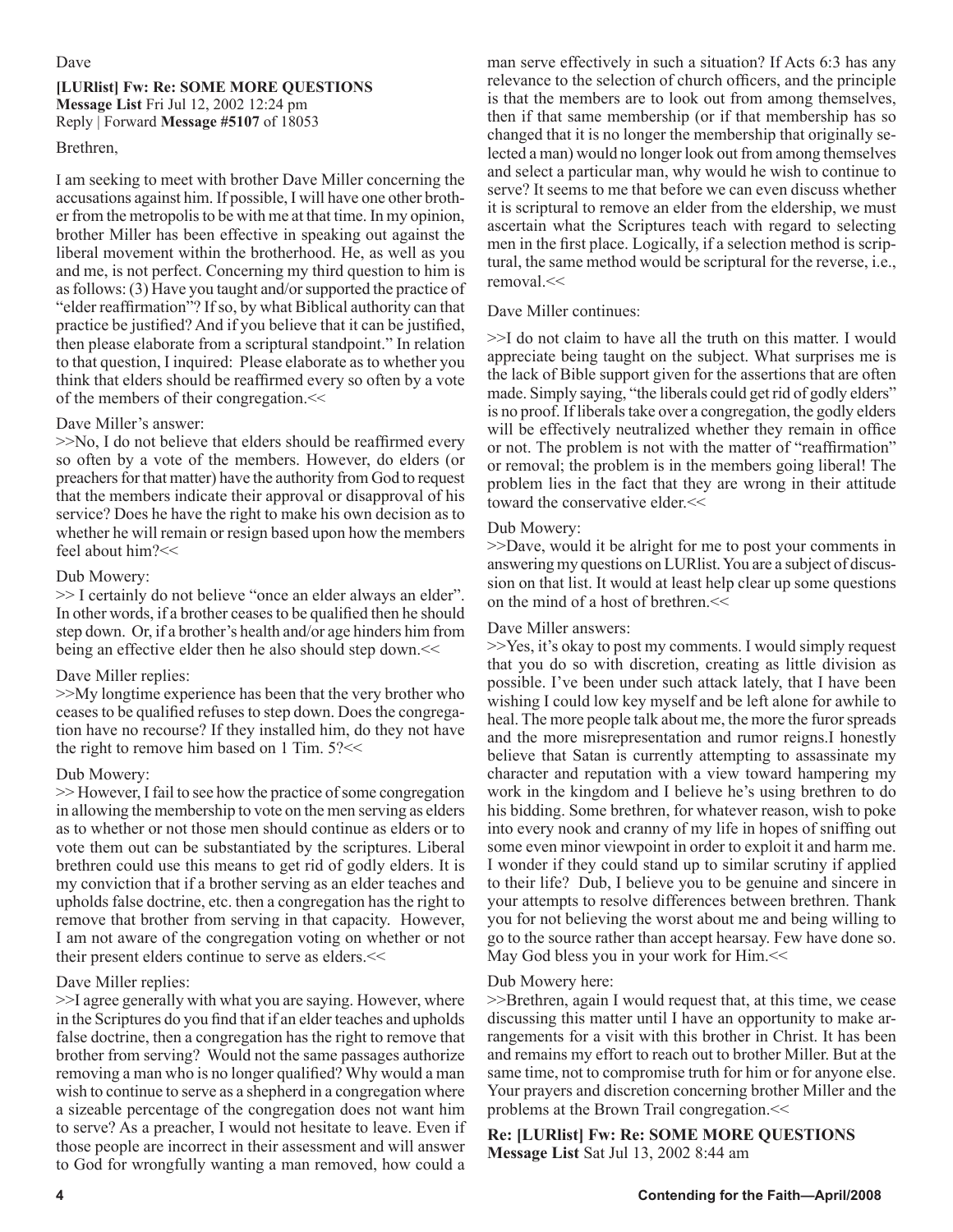Dave

**[LURlist] Fw: Re: SOME MORE QUESTIONS**
**Message List** Fri Jul 12, 2002 12:24 pm
Reply | Forward **Message #5107** of 18053

Brethren,

I am seeking to meet with brother Dave Miller concerning the accusations against him. If possible, I will have one other brother from the metropolis to be with me at that time. In my opinion, brother Miller has been effective in speaking out against the liberal movement within the brotherhood. He, as well as you and me, is not perfect. Concerning my third question to him is as follows: (3) Have you taught and/or supported the practice of "elder reaffirmation"? If so, by what Biblical authority can that practice be justified? And if you believe that it can be justified, then please elaborate from a scriptural standpoint." In relation to that question, I inquired: Please elaborate as to whether you think that elders should be reaffirmed every so often by a vote of the members of their congregation.<<

Dave Miller's answer:

>>No, I do not believe that elders should be reaffirmed every so often by a vote of the members. However, do elders (or preachers for that matter) have the authority from God to request that the members indicate their approval or disapproval of his service? Does he have the right to make his own decision as to whether he will remain or resign based upon how the members feel about him?<<

Dub Mowery:

>> I certainly do not believe "once an elder always an elder". In other words, if a brother ceases to be qualified then he should step down. Or, if a brother's health and/or age hinders him from being an effective elder then he also should step down.<<

Dave Miller replies:

>>My longtime experience has been that the very brother who ceases to be qualified refuses to step down. Does the congregation have no recourse? If they installed him, do they not have the right to remove him based on 1 Tim. 5?<<

Dub Mowery:

>> However, I fail to see how the practice of some congregation in allowing the membership to vote on the men serving as elders as to whether or not those men should continue as elders or to vote them out can be substantiated by the scriptures. Liberal brethren could use this means to get rid of godly elders. It is my conviction that if a brother serving as an elder teaches and upholds false doctrine, etc. then a congregation has the right to remove that brother from serving in that capacity. However, I am not aware of the congregation voting on whether or not their present elders continue to serve as elders.<<

Dave Miller replies:

>>I agree generally with what you are saying. However, where in the Scriptures do you find that if an elder teaches and upholds false doctrine, then a congregation has the right to remove that brother from serving? Would not the same passages authorize removing a man who is no longer qualified? Why would a man wish to continue to serve as a shepherd in a congregation where a sizeable percentage of the congregation does not want him to serve? As a preacher, I would not hesitate to leave. Even if those people are incorrect in their assessment and will answer to God for wrongfully wanting a man removed, how could a man serve effectively in such a situation? If Acts 6:3 has any relevance to the selection of church officers, and the principle is that the members are to look out from among themselves, then if that same membership (or if that membership has so changed that it is no longer the membership that originally selected a man) would no longer look out from among themselves and select a particular man, why would he wish to continue to serve? It seems to me that before we can even discuss whether it is scriptural to remove an elder from the eldership, we must ascertain what the Scriptures teach with regard to selecting men in the first place. Logically, if a selection method is scriptural, the same method would be scriptural for the reverse, i.e., removal.<<

Dave Miller continues:

>>I do not claim to have all the truth on this matter. I would appreciate being taught on the subject. What surprises me is the lack of Bible support given for the assertions that are often made. Simply saying, "the liberals could get rid of godly elders" is no proof. If liberals take over a congregation, the godly elders will be effectively neutralized whether they remain in office or not. The problem is not with the matter of "reaffirmation" or removal; the problem is in the members going liberal! The problem lies in the fact that they are wrong in their attitude toward the conservative elder.<<

Dub Mowery:

>>Dave, would it be alright for me to post your comments in answering my questions on LURlist. You are a subject of discussion on that list. It would at least help clear up some questions on the mind of a host of brethren.<<

Dave Miller answers:

>>Yes, it's okay to post my comments. I would simply request that you do so with discretion, creating as little division as possible. I've been under such attack lately, that I have been wishing I could low key myself and be left alone for awhile to heal. The more people talk about me, the more the furor spreads and the more misrepresentation and rumor reigns.I honestly believe that Satan is currently attempting to assassinate my character and reputation with a view toward hampering my work in the kingdom and I believe he's using brethren to do his bidding. Some brethren, for whatever reason, wish to poke into every nook and cranny of my life in hopes of sniffing out some even minor viewpoint in order to exploit it and harm me. I wonder if they could stand up to similar scrutiny if applied to their life? Dub, I believe you to be genuine and sincere in your attempts to resolve differences between brethren. Thank you for not believing the worst about me and being willing to go to the source rather than accept hearsay. Few have done so. May God bless you in your work for Him.<<

Dub Mowery here:

>>Brethren, again I would request that, at this time, we cease discussing this matter until I have an opportunity to make arrangements for a visit with this brother in Christ. It has been and remains my effort to reach out to brother Miller. But at the same time, not to compromise truth for him or for anyone else. Your prayers and discretion concerning brother Miller and the problems at the Brown Trail congregation.<<

**Re: [LURlist] Fw: Re: SOME MORE QUESTIONS**
**Message List** Sat Jul 13, 2002 8:44 am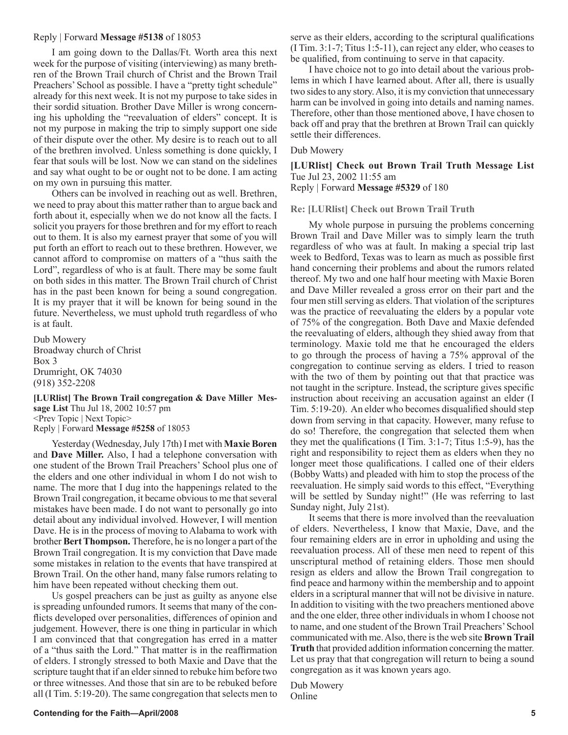Reply | Forward **Message #5138** of 18053

I am going down to the Dallas/Ft. Worth area this next week for the purpose of visiting (interviewing) as many brethren of the Brown Trail church of Christ and the Brown Trail Preachers' School as possible. I have a "pretty tight schedule" already for this next week. It is not my purpose to take sides in their sordid situation. Brother Dave Miller is wrong concerning his upholding the "reevaluation of elders" concept. It is not my purpose in making the trip to simply support one side of their dispute over the other. My desire is to reach out to all of the brethren involved. Unless something is done quickly, I fear that souls will be lost. Now we can stand on the sidelines and say what ought to be or ought not to be done. I am acting on my own in pursuing this matter.

Others can be involved in reaching out as well. Brethren, we need to pray about this matter rather than to argue back and forth about it, especially when we do not know all the facts. I solicit you prayers for those brethren and for my effort to reach out to them. It is also my earnest prayer that some of you will put forth an effort to reach out to these brethren. However, we cannot afford to compromise on matters of a "thus saith the Lord", regardless of who is at fault. There may be some fault on both sides in this matter. The Brown Trail church of Christ has in the past been known for being a sound congregation. It is my prayer that it will be known for being sound in the future. Nevertheless, we must uphold truth regardless of who is at fault.

Dub Mowery
Broadway church of Christ
Box 3
Drumright, OK 74030
(918) 352-2208

**[LURlist] The Brown Trail congregation & Dave Miller Message List** Thu Jul 18, 2002 10:57 pm
<Prev Topic | Next Topic>
Reply | Forward **Message #5258** of 18053

Yesterday (Wednesday, July 17th) I met with **Maxie Boren** and **Dave Miller.** Also, I had a telephone conversation with one student of the Brown Trail Preachers' School plus one of the elders and one other individual in whom I do not wish to name. The more that I dug into the happenings related to the Brown Trail congregation, it became obvious to me that several mistakes have been made. I do not want to personally go into detail about any individual involved. However, I will mention Dave. He is in the process of moving to Alabama to work with brother **Bert Thompson.** Therefore, he is no longer a part of the Brown Trail congregation. It is my conviction that Dave made some mistakes in relation to the events that have transpired at Brown Trail. On the other hand, many false rumors relating to him have been repeated without checking them out.

Us gospel preachers can be just as guilty as anyone else is spreading unfounded rumors. It seems that many of the conflicts developed over personalities, differences of opinion and judgement. However, there is one thing in particular in which I am convinced that that congregation has erred in a matter of a "thus saith the Lord." That matter is in the reaffirmation of elders. I strongly stressed to both Maxie and Dave that the scripture taught that if an elder sinned to rebuke him before two or three witnesses. And those that sin are to be rebuked before all (I Tim. 5:19-20). The same congregation that selects men to serve as their elders, according to the scriptural qualifications (I Tim. 3:1-7; Titus 1:5-11), can reject any elder, who ceases to be qualified, from continuing to serve in that capacity.

I have choice not to go into detail about the various problems in which I have learned about. After all, there is usually two sides to any story. Also, it is my conviction that unnecessary harm can be involved in going into details and naming names. Therefore, other than those mentioned above, I have chosen to back off and pray that the brethren at Brown Trail can quickly settle their differences.

Dub Mowery

**[LURlist] Check out Brown Trail Truth Message List**
Tue Jul 23, 2002 11:55 am
Reply | Forward **Message #5329** of 180

**Re: [LURlist] Check out Brown Trail Truth**

My whole purpose in pursuing the problems concerning Brown Trail and Dave Miller was to simply learn the truth regardless of who was at fault. In making a special trip last week to Bedford, Texas was to learn as much as possible first hand concerning their problems and about the rumors related thereof. My two and one half hour meeting with Maxie Boren and Dave Miller revealed a gross error on their part and the four men still serving as elders. That violation of the scriptures was the practice of reevaluating the elders by a popular vote of 75% of the congregation. Both Dave and Maxie defended the reevaluating of elders, although they shied away from that terminology. Maxie told me that he encouraged the elders to go through the process of having a 75% approval of the congregation to continue serving as elders. I tried to reason with the two of them by pointing out that that practice was not taught in the scripture. Instead, the scripture gives specific instruction about receiving an accusation against an elder (I Tim. 5:19-20). An elder who becomes disqualified should step down from serving in that capacity. However, many refuse to do so! Therefore, the congregation that selected them when they met the qualifications (I Tim. 3:1-7; Titus 1:5-9), has the right and responsibility to reject them as elders when they no longer meet those qualifications. I called one of their elders (Bobby Watts) and pleaded with him to stop the process of the reevaluation. He simply said words to this effect, "Everything will be settled by Sunday night!" (He was referring to last Sunday night, July 21st).

It seems that there is more involved than the reevaluation of elders. Nevertheless, I know that Maxie, Dave, and the four remaining elders are in error in upholding and using the reevaluation process. All of these men need to repent of this unscriptural method of retaining elders. Those men should resign as elders and allow the Brown Trail congregation to find peace and harmony within the membership and to appoint elders in a scriptural manner that will not be divisive in nature. In addition to visiting with the two preachers mentioned above and the one elder, three other individuals in whom I choose not to name, and one student of the Brown Trail Preachers' School communicated with me. Also, there is the web site **Brown Trail Truth** that provided addition information concerning the matter. Let us pray that that congregation will return to being a sound congregation as it was known years ago.

Dub Mowery
Online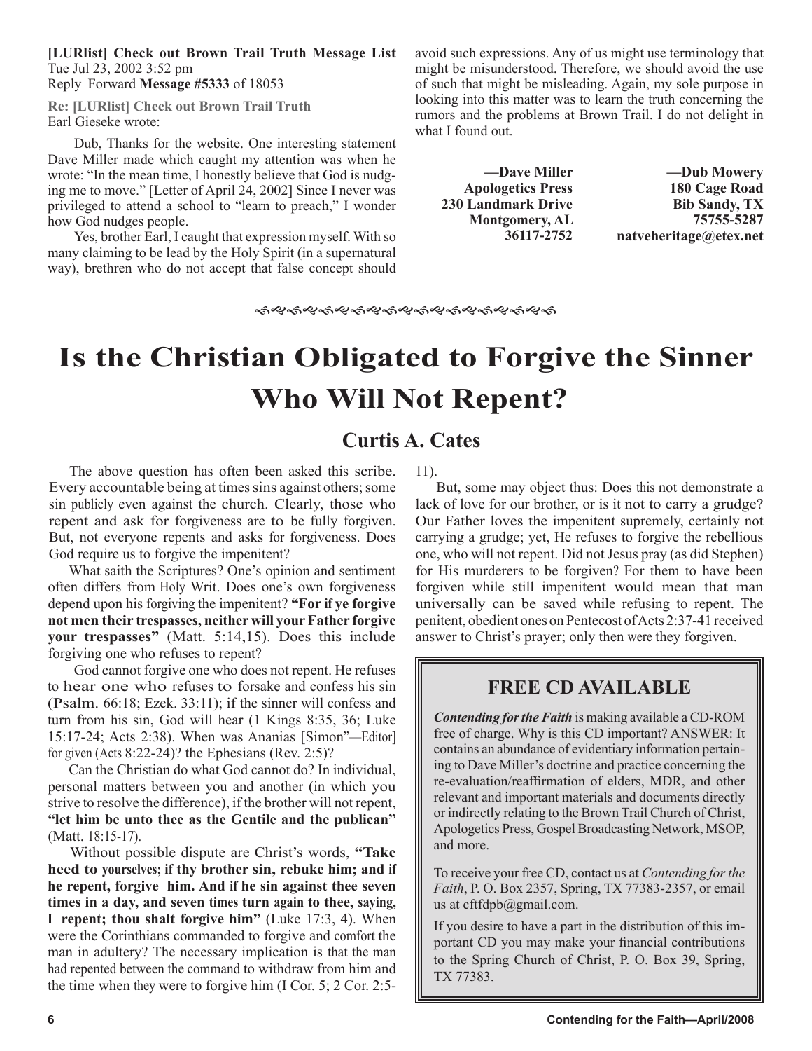**[LURlist] Check out Brown Trail Truth Message List**
Tue Jul 23, 2002 3:52 pm
Reply| Forward **Message #5333** of 18053

**Re: [LURlist] Check out Brown Trail Truth**
Earl Gieseke wrote:

Dub, Thanks for the website. One interesting statement Dave Miller made which caught my attention was when he wrote: "In the mean time, I honestly believe that God is nudging me to move." [Letter of April 24, 2002] Since I never was privileged to attend a school to "learn to preach," I wonder how God nudges people.

Yes, brother Earl, I caught that expression myself. With so many claiming to be lead by the Holy Spirit (in a supernatural way), brethren who do not accept that false concept should avoid such expressions. Any of us might use terminology that might be misunderstood. Therefore, we should avoid the use of such that might be misleading. Again, my sole purpose in looking into this matter was to learn the truth concerning the rumors and the problems at Brown Trail. I do not delight in what I found out.

**—Dave Miller**
**Apologetics Press**
**230 Landmark Drive**
**Montgomery, AL**
**36117-2752**

**—Dub Mowery**
**180 Cage Road**
**Bib Sandy, TX**
**75755-5287**
**natveheritage@etex.net**

# Is the Christian Obligated to Forgive the Sinner Who Will Not Repent?

## Curtis A. Cates

The above question has often been asked this scribe. Every accountable being at times sins against others; some sin publicly even against the church. Clearly, those who repent and ask for forgiveness are to be fully forgiven. But, not everyone repents and asks for forgiveness. Does God require us to forgive the impenitent?

What saith the Scriptures? One's opinion and sentiment often differs from Holy Writ. Does one's own forgiveness depend upon his forgiving the impenitent? **"For if ye forgive not men their trespasses, neither will your Father forgive your trespasses"** (Matt. 5:14,15). Does this include forgiving one who refuses to repent?

God cannot forgive one who does not repent. He refuses to hear one who refuses to forsake and confess his sin (Psalm. 66:18; Ezek. 33:11); if the sinner will confess and turn from his sin, God will hear (1 Kings 8:35, 36; Luke 15:17-24; Acts 2:38). When was Ananias [Simon"—Editor] for given (Acts 8:22-24)? the Ephesians (Rev. 2:5)?

Can the Christian do what God cannot do? In individual, personal matters between you and another (in which you strive to resolve the difference), if the brother will not repent, **"let him be unto thee as the Gentile and the publican"** (Matt. 18:15-17).

Without possible dispute are Christ's words, **"Take heed to yourselves; if thy brother sin, rebuke him; and if he repent, forgive him. And if he sin against thee seven times in a day, and seven times turn again to thee, saying, I repent; thou shalt forgive him"** (Luke 17:3, 4). When were the Corinthians commanded to forgive and comfort the man in adultery? The necessary implication is that the man had repented between the command to withdraw from him and the time when they were to forgive him (I Cor. 5; 2 Cor. 2:5-11).

But, some may object thus: Does this not demonstrate a lack of love for our brother, or is it not to carry a grudge? Our Father loves the impenitent supremely, certainly not carrying a grudge; yet, He refuses to forgive the rebellious one, who will not repent. Did not Jesus pray (as did Stephen) for His murderers to be forgiven? For them to have been forgiven while still impenitent would mean that man universally can be saved while refusing to repent. The penitent, obedient ones on Pentecost of Acts 2:37-41 received answer to Christ's prayer; only then were they forgiven.

## FREE CD AVAILABLE

***Contending for the Faith*** is making available a CD-ROM free of charge. Why is this CD important? ANSWER: It contains an abundance of evidentiary information pertaining to Dave Miller's doctrine and practice concerning the re-evaluation/reaffirmation of elders, MDR, and other relevant and important materials and documents directly or indirectly relating to the Brown Trail Church of Christ, Apologetics Press, Gospel Broadcasting Network, MSOP, and more.

To receive your free CD, contact us at *Contending for the Faith*, P. O. Box 2357, Spring, TX 77383-2357, or email us at cftfdpb@gmail.com.

If you desire to have a part in the distribution of this important CD you may make your financial contributions to the Spring Church of Christ, P. O. Box 39, Spring, TX 77383.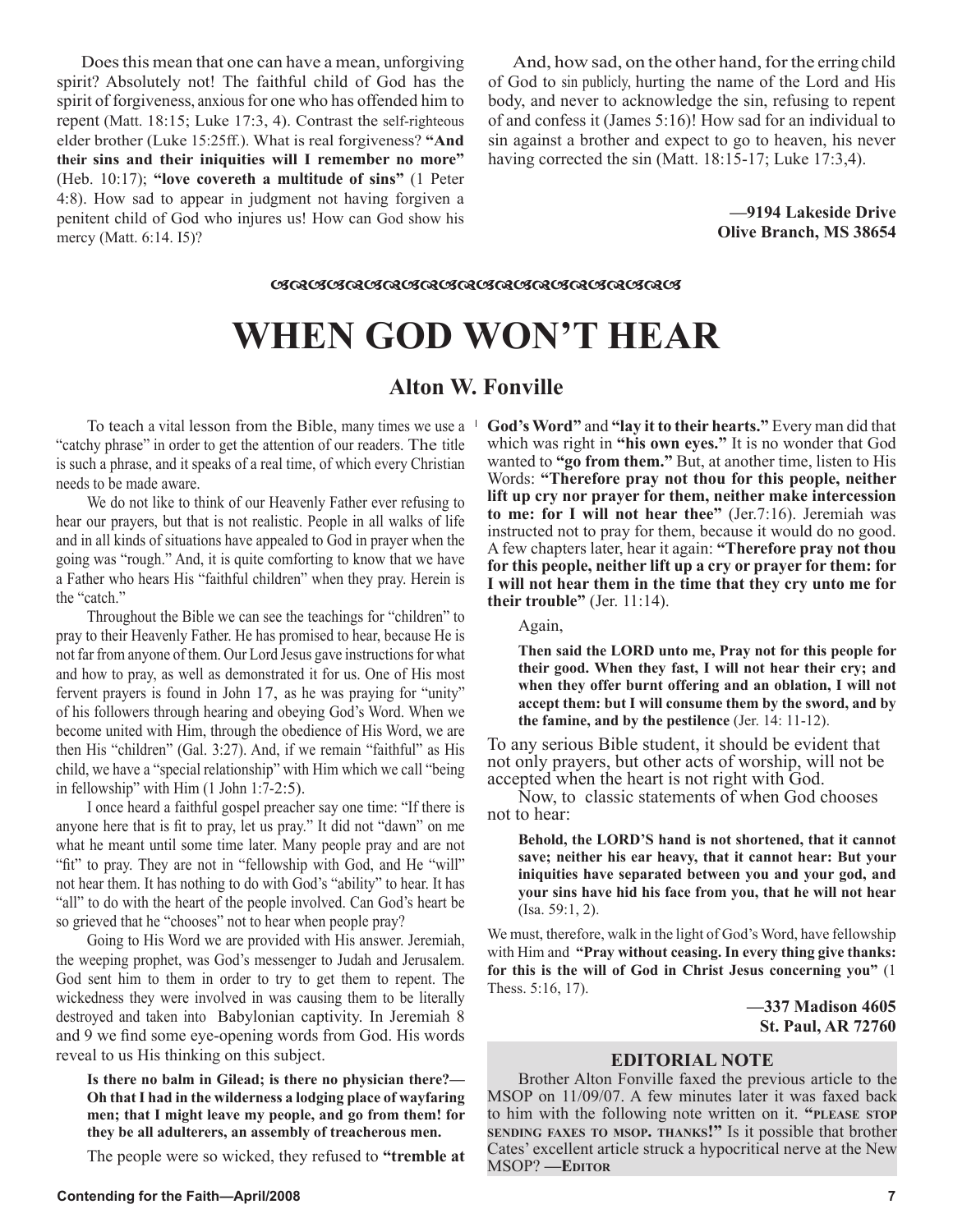Does this mean that one can have a mean, unforgiving spirit? Absolutely not! The faithful child of God has the spirit of forgiveness, anxious for one who has offended him to repent (Matt. 18:15; Luke 17:3, 4). Contrast the self-righteous elder brother (Luke 15:25ff.). What is real forgiveness? **"And their sins and their iniquities will I remember no more"** (Heb. 10:17); **"love covereth a multitude of sins"** (1 Peter 4:8). How sad to appear in judgment not having forgiven a penitent child of God who injures us! How can God show his mercy (Matt. 6:14. I5)?

And, how sad, on the other hand, for the erring child of God to sin publicly, hurting the name of the Lord and His body, and never to acknowledge the sin, refusing to repent of and confess it (James 5:16)! How sad for an individual to sin against a brother and expect to go to heaven, his never having corrected the sin (Matt. 18:15-17; Luke 17:3,4).

**—9194 Lakeside Drive**
**Olive Branch, MS 38654**

# WHEN GOD WON'T HEAR

## Alton W. Fonville

To teach a vital lesson from the Bible, many times we use a "catchy phrase" in order to get the attention of our readers. The title is such a phrase, and it speaks of a real time, of which every Christian needs to be made aware.

We do not like to think of our Heavenly Father ever refusing to hear our prayers, but that is not realistic. People in all walks of life and in all kinds of situations have appealed to God in prayer when the going was "rough." And, it is quite comforting to know that we have a Father who hears His "faithful children" when they pray. Herein is the "catch."

Throughout the Bible we can see the teachings for "children" to pray to their Heavenly Father. He has promised to hear, because He is not far from anyone of them. Our Lord Jesus gave instructions for what and how to pray, as well as demonstrated it for us. One of His most fervent prayers is found in John 17, as he was praying for "unity" of his followers through hearing and obeying God's Word. When we become united with Him, through the obedience of His Word, we are then His "children" (Gal. 3:27). And, if we remain "faithful" as His child, we have a "special relationship" with Him which we call "being in fellowship" with Him (1 John 1:7-2:5).

I once heard a faithful gospel preacher say one time: "If there is anyone here that is fit to pray, let us pray." It did not "dawn" on me what he meant until some time later. Many people pray and are not "fit" to pray. They are not in "fellowship with God, and He "will" not hear them. It has nothing to do with God's "ability" to hear. It has "all" to do with the heart of the people involved. Can God's heart be so grieved that he "chooses" not to hear when people pray?

Going to His Word we are provided with His answer. Jeremiah, the weeping prophet, was God's messenger to Judah and Jerusalem. God sent him to them in order to try to get them to repent. The wickedness they were involved in was causing them to be literally destroyed and taken into Babylonian captivity. In Jeremiah 8 and 9 we find some eye-opening words from God. His words reveal to us His thinking on this subject.

> **Is there no balm in Gilead; is there no physician there?—Oh that I had in the wilderness a lodging place of wayfaring men; that I might leave my people, and go from them! for they be all adulterers, an assembly of treacherous men.**

The people were so wicked, they refused to **"tremble at God's Word"** and **"lay it to their hearts."** Every man did that which was right in **"his own eyes."** It is no wonder that God wanted to **"go from them."** But, at another time, listen to His Words: **"Therefore pray not thou for this people, neither lift up cry nor prayer for them, neither make intercession to me: for I will not hear thee"** (Jer.7:16). Jeremiah was instructed not to pray for them, because it would do no good. A few chapters later, hear it again: **"Therefore pray not thou for this people, neither lift up a cry or prayer for them: for I will not hear them in the time that they cry unto me for their trouble"** (Jer. 11:14).

Again,

> **Then said the LORD unto me, Pray not for this people for their good. When they fast, I will not hear their cry; and when they offer burnt offering and an oblation, I will not accept them: but I will consume them by the sword, and by the famine, and by the pestilence** (Jer. 14: 11-12).

To any serious Bible student, it should be evident that not only prayers, but other acts of worship, will not be accepted when the heart is not right with God.

Now, to classic statements of when God chooses not to hear:

> **Behold, the LORD'S hand is not shortened, that it cannot save; neither his ear heavy, that it cannot hear: But your iniquities have separated between you and your god, and your sins have hid his face from you, that he will not hear** (Isa. 59:1, 2).

We must, therefore, walk in the light of God's Word, have fellowship with Him and **"Pray without ceasing. In every thing give thanks: for this is the will of God in Christ Jesus concerning you"** (1 Thess. 5:16, 17).

**—337 Madison 4605**
**St. Paul, AR 72760**

### EDITORIAL NOTE

Brother Alton Fonville faxed the previous article to the MSOP on 11/09/07. A few minutes later it was faxed back to him with the following note written on it. **"PLEASE STOP SENDING FAXES TO MSOP. THANKS!"** Is it possible that brother Cates' excellent article struck a hypocritical nerve at the New MSOP? **—EDITOR**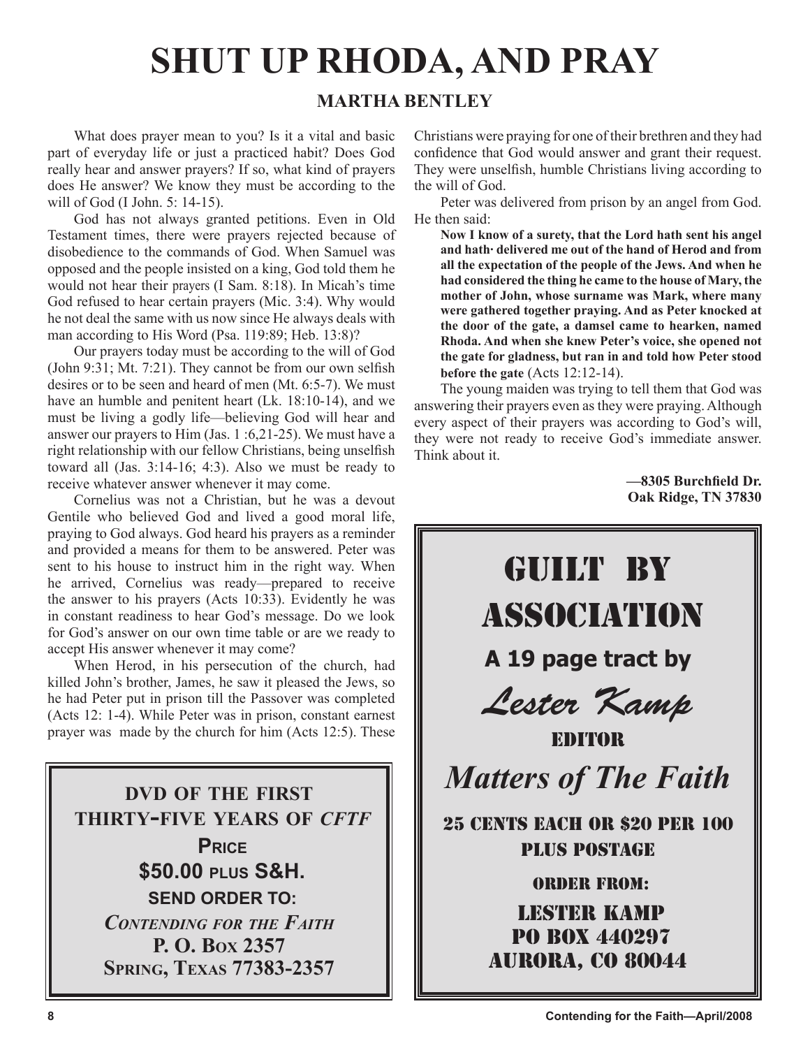# SHUT UP RHODA, AND PRAY

## MARTHA BENTLEY

What does prayer mean to you? Is it a vital and basic part of everyday life or just a practiced habit? Does God really hear and answer prayers? If so, what kind of prayers does He answer? We know they must be according to the will of God (I John. 5: 14-15).

God has not always granted petitions. Even in Old Testament times, there were prayers rejected because of disobedience to the commands of God. When Samuel was opposed and the people insisted on a king, God told them he would not hear their prayers (I Sam. 8:18). In Micah's time God refused to hear certain prayers (Mic. 3:4). Why would he not deal the same with us now since He always deals with man according to His Word (Psa. 119:89; Heb. 13:8)?

Our prayers today must be according to the will of God (John 9:31; Mt. 7:21). They cannot be from our own selfish desires or to be seen and heard of men (Mt. 6:5-7). We must have an humble and penitent heart (Lk. 18:10-14), and we must be living a godly life—believing God will hear and answer our prayers to Him (Jas. 1 :6,21-25). We must have a right relationship with our fellow Christians, being unselfish toward all (Jas. 3:14-16; 4:3). Also we must be ready to receive whatever answer whenever it may come.

Cornelius was not a Christian, but he was a devout Gentile who believed God and lived a good moral life, praying to God always. God heard his prayers as a reminder and provided a means for them to be answered. Peter was sent to his house to instruct him in the right way. When he arrived, Cornelius was ready—prepared to receive the answer to his prayers (Acts 10:33). Evidently he was in constant readiness to hear God's message. Do we look for God's answer on our own time table or are we ready to accept His answer whenever it may come?

When Herod, in his persecution of the church, had killed John's brother, James, he saw it pleased the Jews, so he had Peter put in prison till the Passover was completed (Acts 12: 1-4). While Peter was in prison, constant earnest prayer was made by the church for him (Acts 12:5). These Christians were praying for one of their brethren and they had confidence that God would answer and grant their request. They were unselfish, humble Christians living according to the will of God.

Peter was delivered from prison by an angel from God. He then said:

> **Now I know of a surety, that the Lord hath sent his angel and hath· delivered me out of the hand of Herod and from all the expectation of the people of the Jews. And when he had considered the thing he came to the house of Mary, the mother of John, whose surname was Mark, where many were gathered together praying. And as Peter knocked at the door of the gate, a damsel came to hearken, named Rhoda. And when she knew Peter's voice, she opened not the gate for gladness, but ran in and told how Peter stood before the gate** (Acts 12:12-14).

The young maiden was trying to tell them that God was answering their prayers even as they were praying. Although every aspect of their prayers was according to God's will, they were not ready to receive God's immediate answer. Think about it.

**—8305 Burchfield Dr.**
**Oak Ridge, TN 37830**

---

**DVD OF THE FIRST THIRTY-FIVE YEARS OF *CFTF***

**PRICE**

**$50.00 PLUS S&H.**

**SEND ORDER TO:**

***CONTENDING FOR THE FAITH***
**P. O. BOX 2357**
**SPRING, TEXAS 77383-2357**

---

**GUILT BY ASSOCIATION**

**A 19 page tract by**

***Lester Kamp***

**EDITOR**

***Matters of The Faith***

**25 CENTS EACH OR $20 PER 100 PLUS POSTAGE**

**ORDER FROM:**

**LESTER KAMP**
**PO BOX 440297**
**AURORA, CO 80044**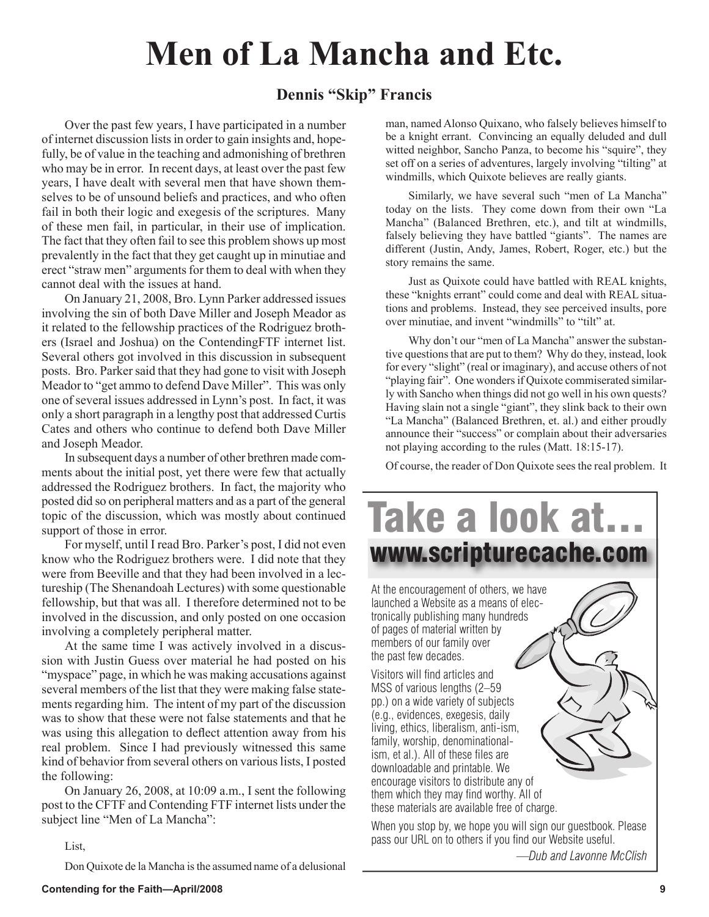// Rewrite: as an expert OCR system converting the page image to Markdown, I reproduced the article text faithfully in single-column reading order and omitted the running footer and page number; the ad box has no detected image, so only its text is transcribed.

# Men of La Mancha and Etc.

**Dennis "Skip" Francis**

Over the past few years, I have participated in a number of internet discussion lists in order to gain insights and, hopefully, be of value in the teaching and admonishing of brethren who may be in error. In recent days, at least over the past few years, I have dealt with several men that have shown themselves to be of unsound beliefs and practices, and who often fail in both their logic and exegesis of the scriptures. Many of these men fail, in particular, in their use of implication. The fact that they often fail to see this problem shows up most prevalently in the fact that they get caught up in minutiae and erect "straw men" arguments for them to deal with when they cannot deal with the issues at hand.

On January 21, 2008, Bro. Lynn Parker addressed issues involving the sin of both Dave Miller and Joseph Meador as it related to the fellowship practices of the Rodriguez brothers (Israel and Joshua) on the ContendingFTF internet list. Several others got involved in this discussion in subsequent posts. Bro. Parker said that they had gone to visit with Joseph Meador to "get ammo to defend Dave Miller". This was only one of several issues addressed in Lynn's post. In fact, it was only a short paragraph in a lengthy post that addressed Curtis Cates and others who continue to defend both Dave Miller and Joseph Meador.

In subsequent days a number of other brethren made comments about the initial post, yet there were few that actually addressed the Rodriguez brothers. In fact, the majority who posted did so on peripheral matters and as a part of the general topic of the discussion, which was mostly about continued support of those in error.

For myself, until I read Bro. Parker's post, I did not even know who the Rodriguez brothers were. I did note that they were from Beeville and that they had been involved in a lectureship (The Shenandoah Lectures) with some questionable fellowship, but that was all. I therefore determined not to be involved in the discussion, and only posted on one occasion involving a completely peripheral matter.

At the same time I was actively involved in a discussion with Justin Guess over material he had posted on his "myspace" page, in which he was making accusations against several members of the list that they were making false statements regarding him. The intent of my part of the discussion was to show that these were not false statements and that he was using this allegation to deflect attention away from his real problem. Since I had previously witnessed this same kind of behavior from several others on various lists, I posted the following:

On January 26, 2008, at 10:09 a.m., I sent the following post to the CFTF and Contending FTF internet lists under the subject line "Men of La Mancha":

List,

Don Quixote de la Mancha is the assumed name of a delusional man, named Alonso Quixano, who falsely believes himself to be a knight errant. Convincing an equally deluded and dull witted neighbor, Sancho Panza, to become his "squire", they set off on a series of adventures, largely involving "tilting" at windmills, which Quixote believes are really giants.

Similarly, we have several such "men of La Mancha" today on the lists. They come down from their own "La Mancha" (Balanced Brethren, etc.), and tilt at windmills, falsely believing they have battled "giants". The names are different (Justin, Andy, James, Robert, Roger, etc.) but the story remains the same.

Just as Quixote could have battled with REAL knights, these "knights errant" could come and deal with REAL situations and problems. Instead, they see perceived insults, pore over minutiae, and invent "windmills" to "tilt" at.

Why don't our "men of La Mancha" answer the substantive questions that are put to them? Why do they, instead, look for every "slight" (real or imaginary), and accuse others of not "playing fair". One wonders if Quixote commiserated similarly with Sancho when things did not go well in his own quests? Having slain not a single "giant", they slink back to their own "La Mancha" (Balanced Brethren, et. al.) and either proudly announce their "success" or complain about their adversaries not playing according to the rules (Matt. 18:15-17).

Of course, the reader of Don Quixote sees the real problem. It

---

## Take a look at...
## www.scripturecache.com

At the encouragement of others, we have launched a Website as a means of electronically publishing many hundreds of pages of material written by members of our family over the past few decades.

Visitors will find articles and MSS of various lengths (2–59 pp.) on a wide variety of subjects (e.g., evidences, exegesis, daily living, ethics, liberalism, anti-ism, family, worship, denominationalism, et al.). All of these files are downloadable and printable. We encourage visitors to distribute any of them which they may find worthy. All of these materials are available free of charge.

When you stop by, we hope you will sign our guestbook. Please pass our URL on to others if you find our Website useful.

*—Dub and Lavonne McClish*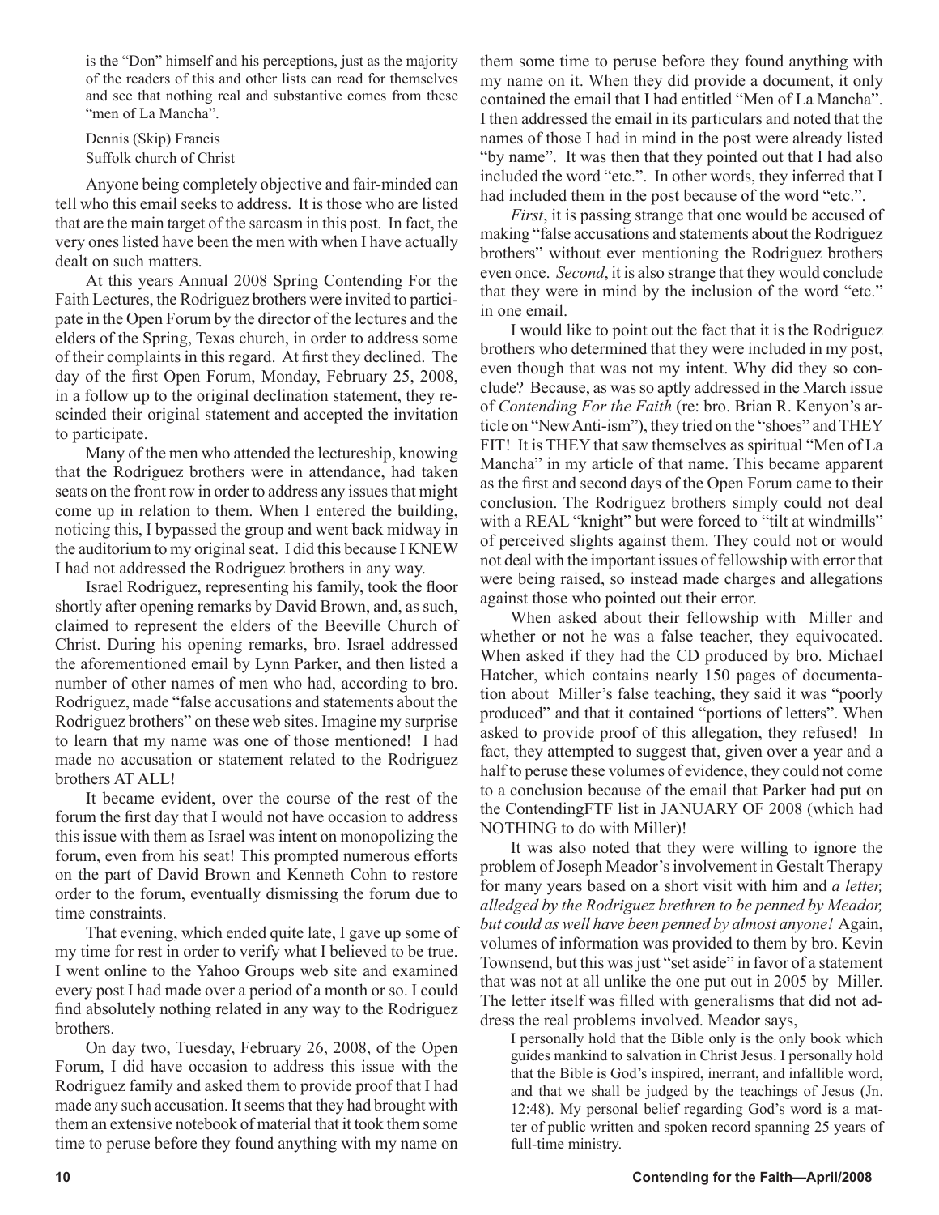is the "Don" himself and his perceptions, just as the majority of the readers of this and other lists can read for themselves and see that nothing real and substantive comes from these "men of La Mancha".

Dennis (Skip) Francis
Suffolk church of Christ

Anyone being completely objective and fair-minded can tell who this email seeks to address. It is those who are listed that are the main target of the sarcasm in this post. In fact, the very ones listed have been the men with when I have actually dealt on such matters.

At this years Annual 2008 Spring Contending For the Faith Lectures, the Rodriguez brothers were invited to participate in the Open Forum by the director of the lectures and the elders of the Spring, Texas church, in order to address some of their complaints in this regard. At first they declined. The day of the first Open Forum, Monday, February 25, 2008, in a follow up to the original declination statement, they rescinded their original statement and accepted the invitation to participate.

Many of the men who attended the lectureship, knowing that the Rodriguez brothers were in attendance, had taken seats on the front row in order to address any issues that might come up in relation to them. When I entered the building, noticing this, I bypassed the group and went back midway in the auditorium to my original seat. I did this because I KNEW I had not addressed the Rodriguez brothers in any way.

Israel Rodriguez, representing his family, took the floor shortly after opening remarks by David Brown, and, as such, claimed to represent the elders of the Beeville Church of Christ. During his opening remarks, bro. Israel addressed the aforementioned email by Lynn Parker, and then listed a number of other names of men who had, according to bro. Rodriguez, made "false accusations and statements about the Rodriguez brothers" on these web sites. Imagine my surprise to learn that my name was one of those mentioned! I had made no accusation or statement related to the Rodriguez brothers AT ALL!

It became evident, over the course of the rest of the forum the first day that I would not have occasion to address this issue with them as Israel was intent on monopolizing the forum, even from his seat! This prompted numerous efforts on the part of David Brown and Kenneth Cohn to restore order to the forum, eventually dismissing the forum due to time constraints.

That evening, which ended quite late, I gave up some of my time for rest in order to verify what I believed to be true. I went online to the Yahoo Groups web site and examined every post I had made over a period of a month or so. I could find absolutely nothing related in any way to the Rodriguez brothers.

On day two, Tuesday, February 26, 2008, of the Open Forum, I did have occasion to address this issue with the Rodriguez family and asked them to provide proof that I had made any such accusation. It seems that they had brought with them an extensive notebook of material that it took them some time to peruse before they found anything with my name on it. When they did provide a document, it only contained the email that I had entitled "Men of La Mancha". I then addressed the email in its particulars and noted that the names of those I had in mind in the post were already listed "by name". It was then that they pointed out that I had also included the word "etc.". In other words, they inferred that I had included them in the post because of the word "etc.".

*First*, it is passing strange that one would be accused of making "false accusations and statements about the Rodriguez brothers" without ever mentioning the Rodriguez brothers even once. *Second*, it is also strange that they would conclude that they were in mind by the inclusion of the word "etc." in one email.

I would like to point out the fact that it is the Rodriguez brothers who determined that they were included in my post, even though that was not my intent. Why did they so conclude? Because, as was so aptly addressed in the March issue of *Contending For the Faith* (re: bro. Brian R. Kenyon's article on "New Anti-ism"), they tried on the "shoes" and THEY FIT! It is THEY that saw themselves as spiritual "Men of La Mancha" in my article of that name. This became apparent as the first and second days of the Open Forum came to their conclusion. The Rodriguez brothers simply could not deal with a REAL "knight" but were forced to "tilt at windmills" of perceived slights against them. They could not or would not deal with the important issues of fellowship with error that were being raised, so instead made charges and allegations against those who pointed out their error.

When asked about their fellowship with Miller and whether or not he was a false teacher, they equivocated. When asked if they had the CD produced by bro. Michael Hatcher, which contains nearly 150 pages of documentation about Miller's false teaching, they said it was "poorly produced" and that it contained "portions of letters". When asked to provide proof of this allegation, they refused! In fact, they attempted to suggest that, given over a year and a half to peruse these volumes of evidence, they could not come to a conclusion because of the email that Parker had put on the ContendingFTF list in JANUARY OF 2008 (which had NOTHING to do with Miller)!

It was also noted that they were willing to ignore the problem of Joseph Meador's involvement in Gestalt Therapy for many years based on a short visit with him and *a letter, alledged by the Rodriguez brethren to be penned by Meador, but could as well have been penned by almost anyone!* Again, volumes of information was provided to them by bro. Kevin Townsend, but this was just "set aside" in favor of a statement that was not at all unlike the one put out in 2005 by Miller. The letter itself was filled with generalisms that did not address the real problems involved. Meador says,

> I personally hold that the Bible only is the only book which guides mankind to salvation in Christ Jesus. I personally hold that the Bible is God's inspired, inerrant, and infallible word, and that we shall be judged by the teachings of Jesus (Jn. 12:48). My personal belief regarding God's word is a matter of public written and spoken record spanning 25 years of full-time ministry.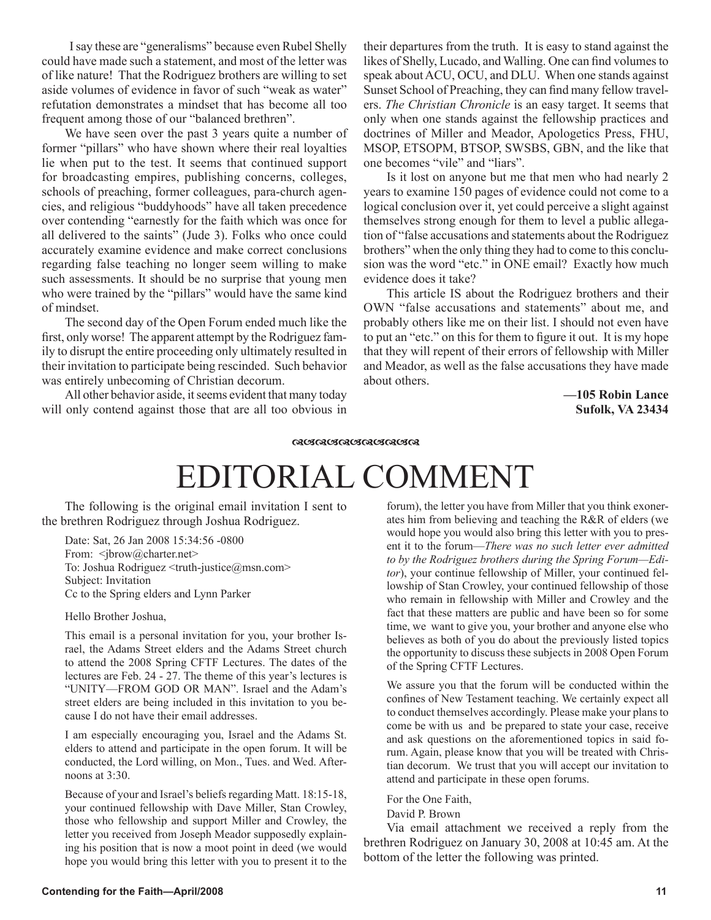I say these are "generalisms" because even Rubel Shelly could have made such a statement, and most of the letter was of like nature! That the Rodriguez brothers are willing to set aside volumes of evidence in favor of such "weak as water" refutation demonstrates a mindset that has become all too frequent among those of our "balanced brethren".

We have seen over the past 3 years quite a number of former "pillars" who have shown where their real loyalties lie when put to the test. It seems that continued support for broadcasting empires, publishing concerns, colleges, schools of preaching, former colleagues, para-church agencies, and religious "buddyhoods" have all taken precedence over contending "earnestly for the faith which was once for all delivered to the saints" (Jude 3). Folks who once could accurately examine evidence and make correct conclusions regarding false teaching no longer seem willing to make such assessments. It should be no surprise that young men who were trained by the "pillars" would have the same kind of mindset.

The second day of the Open Forum ended much like the first, only worse! The apparent attempt by the Rodriguez family to disrupt the entire proceeding only ultimately resulted in their invitation to participate being rescinded. Such behavior was entirely unbecoming of Christian decorum.

All other behavior aside, it seems evident that many today will only contend against those that are all too obvious in their departures from the truth. It is easy to stand against the likes of Shelly, Lucado, and Walling. One can find volumes to speak about ACU, OCU, and DLU. When one stands against Sunset School of Preaching, they can find many fellow travelers. *The Christian Chronicle* is an easy target. It seems that only when one stands against the fellowship practices and doctrines of Miller and Meador, Apologetics Press, FHU, MSOP, ETSOPM, BTSOP, SWSBS, GBN, and the like that one becomes "vile" and "liars".

Is it lost on anyone but me that men who had nearly 2 years to examine 150 pages of evidence could not come to a logical conclusion over it, yet could perceive a slight against themselves strong enough for them to level a public allegation of "false accusations and statements about the Rodriguez brothers" when the only thing they had to come to this conclusion was the word "etc." in ONE email? Exactly how much evidence does it take?

This article IS about the Rodriguez brothers and their OWN "false accusations and statements" about me, and probably others like me on their list. I should not even have to put an "etc." on this for them to figure it out. It is my hope that they will repent of their errors of fellowship with Miller and Meador, as well as the false accusations they have made about others.

**—105 Robin Lance**
**Sufolk, VA 23434**

# EDITORIAL COMMENT

The following is the original email invitation I sent to the brethren Rodriguez through Joshua Rodriguez.

> Date: Sat, 26 Jan 2008 15:34:56 -0800
> From: <jbrow@charter.net>
> To: Joshua Rodriguez <truth-justice@msn.com>
> Subject: Invitation
> Cc to the Spring elders and Lynn Parker
>
> Hello Brother Joshua,
>
> This email is a personal invitation for you, your brother Israel, the Adams Street elders and the Adams Street church to attend the 2008 Spring CFTF Lectures. The dates of the lectures are Feb. 24 - 27. The theme of this year's lectures is "UNITY—FROM GOD OR MAN". Israel and the Adam's street elders are being included in this invitation to you because I do not have their email addresses.
>
> I am especially encouraging you, Israel and the Adams St. elders to attend and participate in the open forum. It will be conducted, the Lord willing, on Mon., Tues. and Wed. Afternoons at 3:30.
>
> Because of your and Israel's beliefs regarding Matt. 18:15-18, your continued fellowship with Dave Miller, Stan Crowley, those who fellowship and support Miller and Crowley, the letter you received from Joseph Meador supposedly explaining his position that is now a moot point in deed (we would hope you would bring this letter with you to present it to the forum), the letter you have from Miller that you think exonerates him from believing and teaching the R&R of elders (we would hope you would also bring this letter with you to present it to the forum—*There was no such letter ever admitted to by the Rodriguez brothers during the Spring Forum—Editor*), your continue fellowship of Miller, your continued fellowship of Stan Crowley, your continued fellowship of those who remain in fellowship with Miller and Crowley and the fact that these matters are public and have been so for some time, we want to give you, your brother and anyone else who believes as both of you do about the previously listed topics the opportunity to discuss these subjects in 2008 Open Forum of the Spring CFTF Lectures.
>
> We assure you that the forum will be conducted within the confines of New Testament teaching. We certainly expect all to conduct themselves accordingly. Please make your plans to come be with us and be prepared to state your case, receive and ask questions on the aforementioned topics in said forum. Again, please know that you will be treated with Christian decorum. We trust that you will accept our invitation to attend and participate in these open forums.
>
> For the One Faith,
>
> David P. Brown

Via email attachment we received a reply from the brethren Rodriguez on January 30, 2008 at 10:45 am. At the bottom of the letter the following was printed.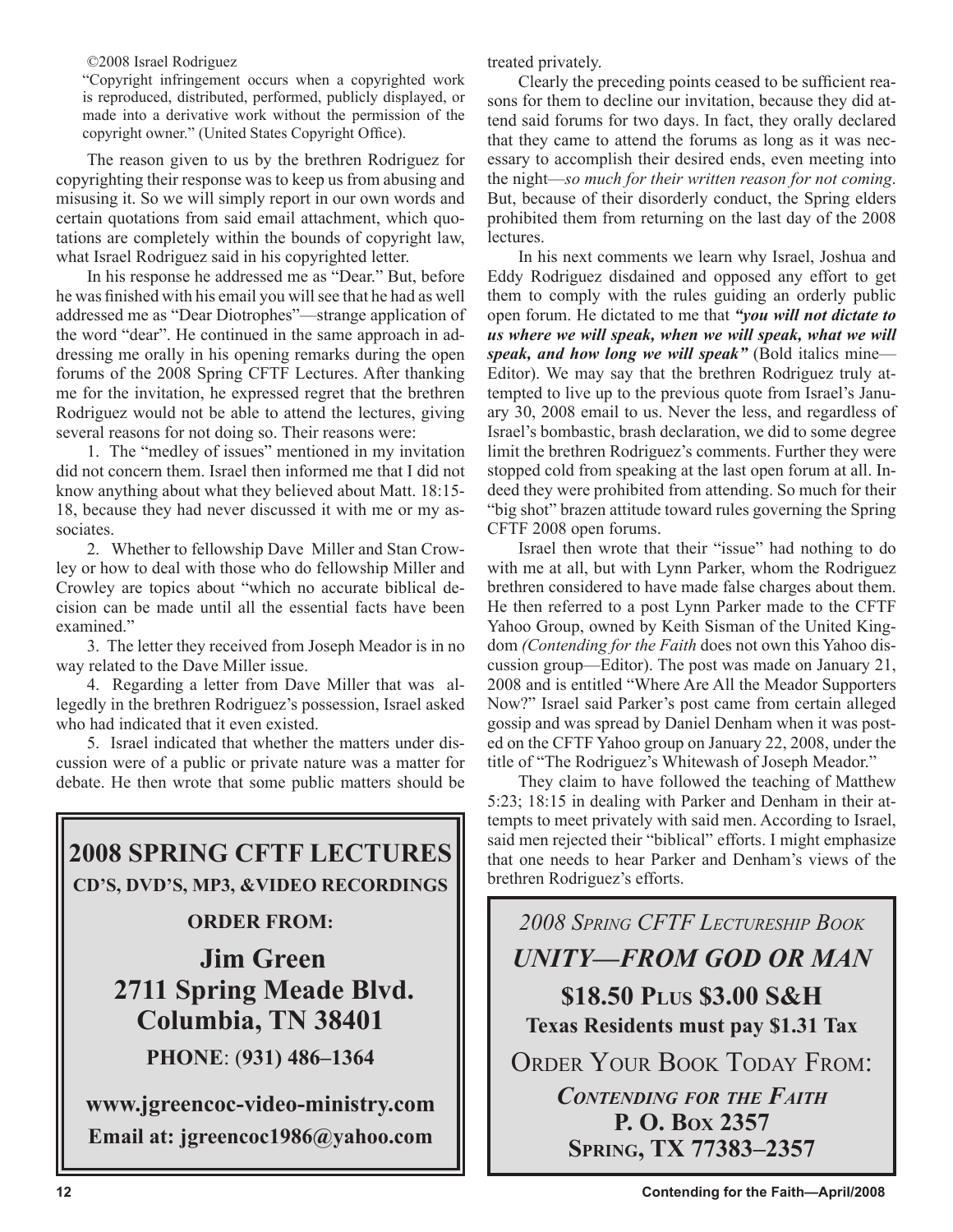©2008 Israel Rodriguez

"Copyright infringement occurs when a copyrighted work is reproduced, distributed, performed, publicly displayed, or made into a derivative work without the permission of the copyright owner." (United States Copyright Office).

The reason given to us by the brethren Rodriguez for copyrighting their response was to keep us from abusing and misusing it. So we will simply report in our own words and certain quotations from said email attachment, which quotations are completely within the bounds of copyright law, what Israel Rodriguez said in his copyrighted letter.

In his response he addressed me as "Dear." But, before he was finished with his email you will see that he had as well addressed me as "Dear Diotrophes"—strange application of the word "dear". He continued in the same approach in addressing me orally in his opening remarks during the open forums of the 2008 Spring CFTF Lectures. After thanking me for the invitation, he expressed regret that the brethren Rodriguez would not be able to attend the lectures, giving several reasons for not doing so. Their reasons were:

1. The "medley of issues" mentioned in my invitation did not concern them. Israel then informed me that I did not know anything about what they believed about Matt. 18:15-18, because they had never discussed it with me or my associates.

2. Whether to fellowship Dave Miller and Stan Crowley or how to deal with those who do fellowship Miller and Crowley are topics about "which no accurate biblical decision can be made until all the essential facts have been examined."

3. The letter they received from Joseph Meador is in no way related to the Dave Miller issue.

4. Regarding a letter from Dave Miller that was allegedly in the brethren Rodriguez's possession, Israel asked who had indicated that it even existed.

5. Israel indicated that whether the matters under discussion were of a public or private nature was a matter for debate. He then wrote that some public matters should be treated privately.

Clearly the preceding points ceased to be sufficient reasons for them to decline our invitation, because they did attend said forums for two days. In fact, they orally declared that they came to attend the forums as long as it was necessary to accomplish their desired ends, even meeting into the night—*so much for their written reason for not coming*. But, because of their disorderly conduct, the Spring elders prohibited them from returning on the last day of the 2008 lectures.

In his next comments we learn why Israel, Joshua and Eddy Rodriguez disdained and opposed any effort to get them to comply with the rules guiding an orderly public open forum. He dictated to me that ***"you will not dictate to us where we will speak, when we will speak, what we will speak, and how long we will speak"*** (Bold italics mine—Editor). We may say that the brethren Rodriguez truly attempted to live up to the previous quote from Israel's January 30, 2008 email to us. Never the less, and regardless of Israel's bombastic, brash declaration, we did to some degree limit the brethren Rodriguez's comments. Further they were stopped cold from speaking at the last open forum at all. Indeed they were prohibited from attending. So much for their "big shot" brazen attitude toward rules governing the Spring CFTF 2008 open forums.

Israel then wrote that their "issue" had nothing to do with me at all, but with Lynn Parker, whom the Rodriguez brethren considered to have made false charges about them. He then referred to a post Lynn Parker made to the CFTF Yahoo Group, owned by Keith Sisman of the United Kingdom *(Contending for the Faith* does not own this Yahoo discussion group—Editor). The post was made on January 21, 2008 and is entitled "Where Are All the Meador Supporters Now?" Israel said Parker's post came from certain alleged gossip and was spread by Daniel Denham when it was posted on the CFTF Yahoo group on January 22, 2008, under the title of "The Rodriguez's Whitewash of Joseph Meador."

They claim to have followed the teaching of Matthew 5:23; 18:15 in dealing with Parker and Denham in their attempts to meet privately with said men. According to Israel, said men rejected their "biblical" efforts. I might emphasize that one needs to hear Parker and Denham's views of the brethren Rodriguez's efforts.

**2008 SPRING CFTF LECTURES**
**CD'S, DVD'S, MP3, &VIDEO RECORDINGS**

**ORDER FROM:**

**Jim Green**
**2711 Spring Meade Blvd.**
**Columbia, TN 38401**

**PHONE: (931) 486–1364**

**www.jgreencoc-video-ministry.com**
**Email at: jgreencoc1986@yahoo.com**

*2008 SPRING CFTF LECTURESHIP BOOK*

***UNITY—FROM GOD OR MAN***

**$18.50 PLUS $3.00 S&H**
**Texas Residents must pay $1.31 Tax**

ORDER YOUR BOOK TODAY FROM:

***CONTENDING FOR THE FAITH***
**P. O. BOX 2357**
**SPRING, TX 77383–2357**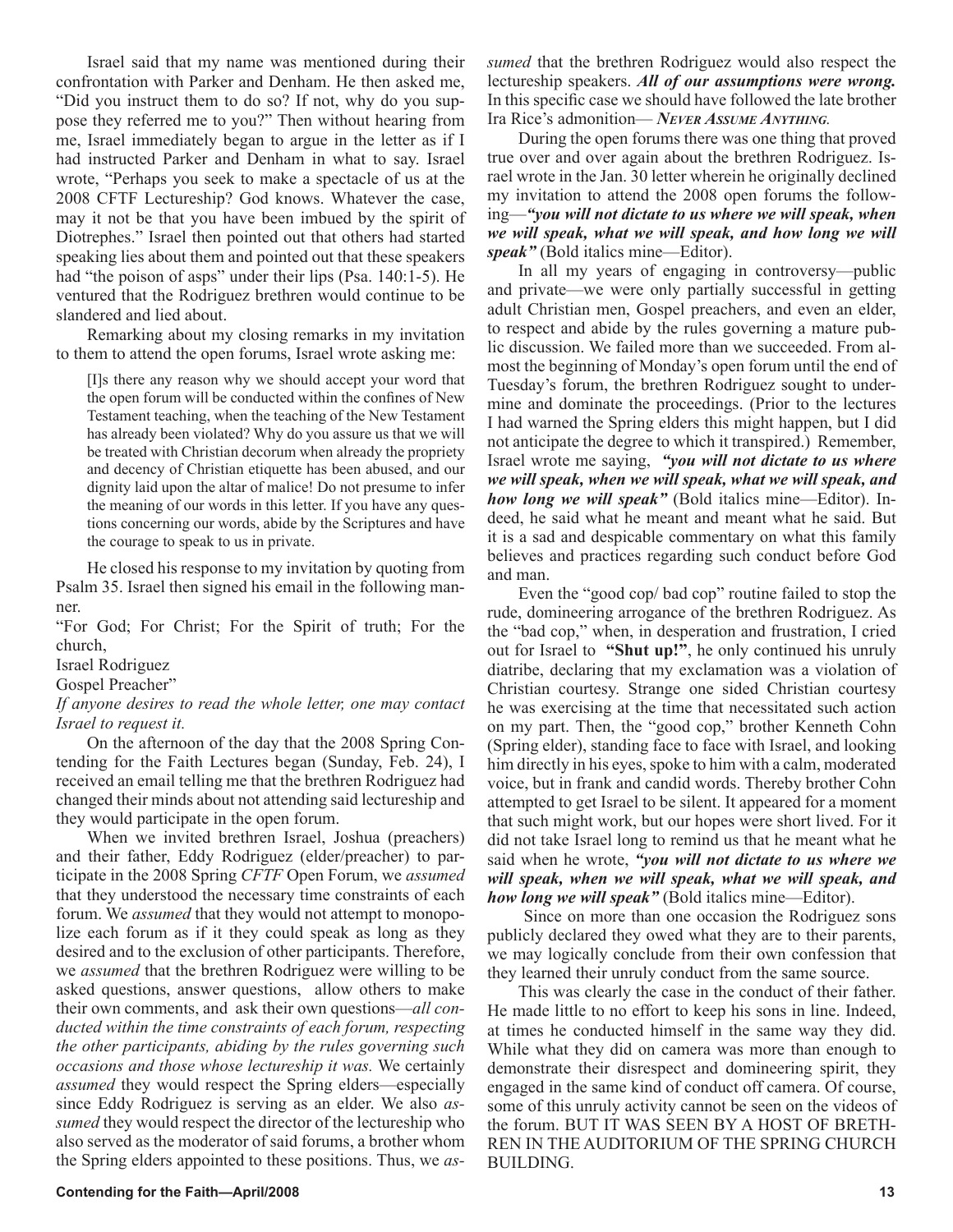Israel said that my name was mentioned during their confrontation with Parker and Denham. He then asked me, "Did you instruct them to do so? If not, why do you suppose they referred me to you?" Then without hearing from me, Israel immediately began to argue in the letter as if I had instructed Parker and Denham in what to say. Israel wrote, "Perhaps you seek to make a spectacle of us at the 2008 CFTF Lectureship? God knows. Whatever the case, may it not be that you have been imbued by the spirit of Diotrephes." Israel then pointed out that others had started speaking lies about them and pointed out that these speakers had "the poison of asps" under their lips (Psa. 140:1-5). He ventured that the Rodriguez brethren would continue to be slandered and lied about.

Remarking about my closing remarks in my invitation to them to attend the open forums, Israel wrote asking me:

> [I]s there any reason why we should accept your word that the open forum will be conducted within the confines of New Testament teaching, when the teaching of the New Testament has already been violated? Why do you assure us that we will be treated with Christian decorum when already the propriety and decency of Christian etiquette has been abused, and our dignity laid upon the altar of malice! Do not presume to infer the meaning of our words in this letter. If you have any questions concerning our words, abide by the Scriptures and have the courage to speak to us in private.

He closed his response to my invitation by quoting from Psalm 35. Israel then signed his email in the following manner.

"For God; For Christ; For the Spirit of truth; For the church,
Israel Rodriguez
Gospel Preacher"

*If anyone desires to read the whole letter, one may contact Israel to request it.*

On the afternoon of the day that the 2008 Spring Contending for the Faith Lectures began (Sunday, Feb. 24), I received an email telling me that the brethren Rodriguez had changed their minds about not attending said lectureship and they would participate in the open forum.

When we invited brethren Israel, Joshua (preachers) and their father, Eddy Rodriguez (elder/preacher) to participate in the 2008 Spring *CFTF* Open Forum, we *assumed* that they understood the necessary time constraints of each forum. We *assumed* that they would not attempt to monopolize each forum as if it they could speak as long as they desired and to the exclusion of other participants. Therefore, we *assumed* that the brethren Rodriguez were willing to be asked questions, answer questions, allow others to make their own comments, and ask their own questions—*all conducted within the time constraints of each forum, respecting the other participants, abiding by the rules governing such occasions and those whose lectureship it was.* We certainly *assumed* they would respect the Spring elders—especially since Eddy Rodriguez is serving as an elder. We also *assumed* they would respect the director of the lectureship who also served as the moderator of said forums, a brother whom the Spring elders appointed to these positions. Thus, we *assumed* that the brethren Rodriguez would also respect the lectureship speakers. ***All of our assumptions were wrong.*** In this specific case we should have followed the late brother Ira Rice's admonition— ***Never Assume Anything.***

During the open forums there was one thing that proved true over and over again about the brethren Rodriguez. Israel wrote in the Jan. 30 letter wherein he originally declined my invitation to attend the 2008 open forums the following—***"you will not dictate to us where we will speak, when we will speak, what we will speak, and how long we will speak"*** (Bold italics mine—Editor).

In all my years of engaging in controversy—public and private—we were only partially successful in getting adult Christian men, Gospel preachers, and even an elder, to respect and abide by the rules governing a mature public discussion. We failed more than we succeeded. From almost the beginning of Monday's open forum until the end of Tuesday's forum, the brethren Rodriguez sought to undermine and dominate the proceedings. (Prior to the lectures I had warned the Spring elders this might happen, but I did not anticipate the degree to which it transpired.) Remember, Israel wrote me saying, ***"you will not dictate to us where we will speak, when we will speak, what we will speak, and how long we will speak"*** (Bold italics mine—Editor). Indeed, he said what he meant and meant what he said. But it is a sad and despicable commentary on what this family believes and practices regarding such conduct before God and man.

Even the "good cop/ bad cop" routine failed to stop the rude, domineering arrogance of the brethren Rodriguez. As the "bad cop," when, in desperation and frustration, I cried out for Israel to **"Shut up!"**, he only continued his unruly diatribe, declaring that my exclamation was a violation of Christian courtesy. Strange one sided Christian courtesy he was exercising at the time that necessitated such action on my part. Then, the "good cop," brother Kenneth Cohn (Spring elder), standing face to face with Israel, and looking him directly in his eyes, spoke to him with a calm, moderated voice, but in frank and candid words. Thereby brother Cohn attempted to get Israel to be silent. It appeared for a moment that such might work, but our hopes were short lived. For it did not take Israel long to remind us that he meant what he said when he wrote, ***"you will not dictate to us where we will speak, when we will speak, what we will speak, and how long we will speak"*** (Bold italics mine—Editor).

Since on more than one occasion the Rodriguez sons publicly declared they owed what they are to their parents, we may logically conclude from their own confession that they learned their unruly conduct from the same source.

This was clearly the case in the conduct of their father. He made little to no effort to keep his sons in line. Indeed, at times he conducted himself in the same way they did. While what they did on camera was more than enough to demonstrate their disrespect and domineering spirit, they engaged in the same kind of conduct off camera. Of course, some of this unruly activity cannot be seen on the videos of the forum. BUT IT WAS SEEN BY A HOST OF BRETHREN IN THE AUDITORIUM OF THE SPRING CHURCH BUILDING.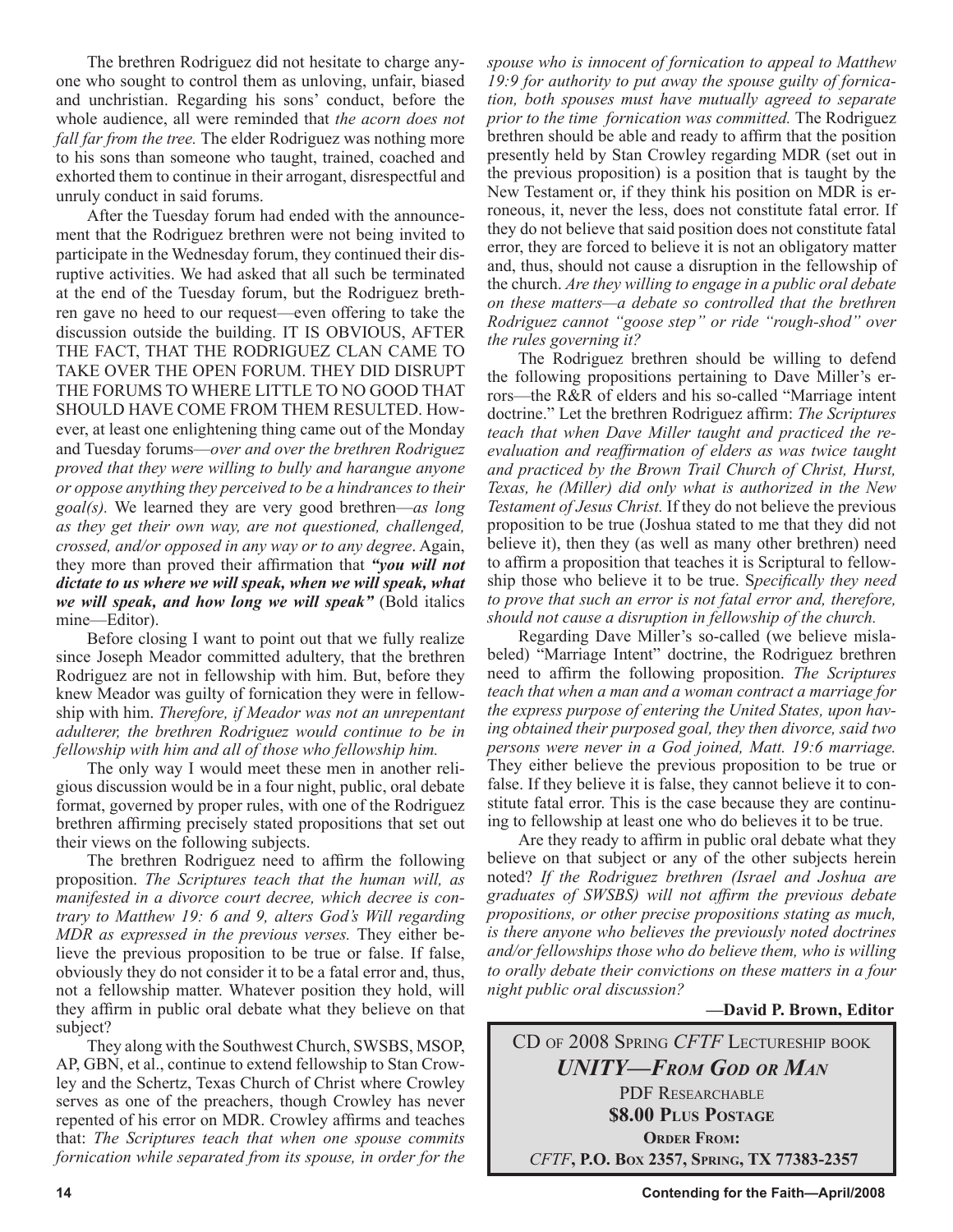The brethren Rodriguez did not hesitate to charge anyone who sought to control them as unloving, unfair, biased and unchristian. Regarding his sons' conduct, before the whole audience, all were reminded that *the acorn does not fall far from the tree.* The elder Rodriguez was nothing more to his sons than someone who taught, trained, coached and exhorted them to continue in their arrogant, disrespectful and unruly conduct in said forums.

After the Tuesday forum had ended with the announcement that the Rodriguez brethren were not being invited to participate in the Wednesday forum, they continued their disruptive activities. We had asked that all such be terminated at the end of the Tuesday forum, but the Rodriguez brethren gave no heed to our request—even offering to take the discussion outside the building. IT IS OBVIOUS, AFTER THE FACT, THAT THE RODRIGUEZ CLAN CAME TO TAKE OVER THE OPEN FORUM. THEY DID DISRUPT THE FORUMS TO WHERE LITTLE TO NO GOOD THAT SHOULD HAVE COME FROM THEM RESULTED. However, at least one enlightening thing came out of the Monday and Tuesday forums—*over and over the brethren Rodriguez proved that they were willing to bully and harangue anyone or oppose anything they perceived to be a hindrances to their goal(s).* We learned they are very good brethren—*as long as they get their own way, are not questioned, challenged, crossed, and/or opposed in any way or to any degree*. Again, they more than proved their affirmation that ***"you will not dictate to us where we will speak, when we will speak, what we will speak, and how long we will speak"*** (Bold italics mine—Editor).

Before closing I want to point out that we fully realize since Joseph Meador committed adultery, that the brethren Rodriguez are not in fellowship with him. But, before they knew Meador was guilty of fornication they were in fellowship with him. *Therefore, if Meador was not an unrepentant adulterer, the brethren Rodriguez would continue to be in fellowship with him and all of those who fellowship him.*

The only way I would meet these men in another religious discussion would be in a four night, public, oral debate format, governed by proper rules, with one of the Rodriguez brethren affirming precisely stated propositions that set out their views on the following subjects.

The brethren Rodriguez need to affirm the following proposition. *The Scriptures teach that the human will, as manifested in a divorce court decree, which decree is contrary to Matthew 19: 6 and 9, alters God's Will regarding MDR as expressed in the previous verses.* They either believe the previous proposition to be true or false. If false, obviously they do not consider it to be a fatal error and, thus, not a fellowship matter. Whatever position they hold, will they affirm in public oral debate what they believe on that subject?

They along with the Southwest Church, SWSBS, MSOP, AP, GBN, et al., continue to extend fellowship to Stan Crowley and the Schertz, Texas Church of Christ where Crowley serves as one of the preachers, though Crowley has never repented of his error on MDR. Crowley affirms and teaches that: *The Scriptures teach that when one spouse commits fornication while separated from its spouse, in order for the spouse who is innocent of fornication to appeal to Matthew 19:9 for authority to put away the spouse guilty of fornication, both spouses must have mutually agreed to separate prior to the time fornication was committed.* The Rodriguez brethren should be able and ready to affirm that the position presently held by Stan Crowley regarding MDR (set out in the previous proposition) is a position that is taught by the New Testament or, if they think his position on MDR is erroneous, it, never the less, does not constitute fatal error. If they do not believe that said position does not constitute fatal error, they are forced to believe it is not an obligatory matter and, thus, should not cause a disruption in the fellowship of the church. *Are they willing to engage in a public oral debate on these matters—a debate so controlled that the brethren Rodriguez cannot "goose step" or ride "rough-shod" over the rules governing it?*

The Rodriguez brethren should be willing to defend the following propositions pertaining to Dave Miller's errors—the R&R of elders and his so-called "Marriage intent doctrine." Let the brethren Rodriguez affirm: *The Scriptures teach that when Dave Miller taught and practiced the reevaluation and reaffirmation of elders as was twice taught and practiced by the Brown Trail Church of Christ, Hurst, Texas, he (Miller) did only what is authorized in the New Testament of Jesus Christ.* If they do not believe the previous proposition to be true (Joshua stated to me that they did not believe it), then they (as well as many other brethren) need to affirm a proposition that teaches it is Scriptural to fellowship those who believe it to be true. S*pecifically they need to prove that such an error is not fatal error and, therefore, should not cause a disruption in fellowship of the church.*

Regarding Dave Miller's so-called (we believe mislabeled) "Marriage Intent" doctrine, the Rodriguez brethren need to affirm the following proposition. *The Scriptures teach that when a man and a woman contract a marriage for the express purpose of entering the United States, upon having obtained their purposed goal, they then divorce, said two persons were never in a God joined, Matt. 19:6 marriage.* They either believe the previous proposition to be true or false. If they believe it is false, they cannot believe it to constitute fatal error. This is the case because they are continuing to fellowship at least one who do believes it to be true.

Are they ready to affirm in public oral debate what they believe on that subject or any of the other subjects herein noted? *If the Rodriguez brethren (Israel and Joshua are graduates of SWSBS) will not affirm the previous debate propositions, or other precise propositions stating as much, is there anyone who believes the previously noted doctrines and/or fellowships those who do believe them, who is willing to orally debate their convictions on these matters in a four night public oral discussion?*

**—David P. Brown, Editor**

CD of 2008 Spring *CFTF* Lectureship book

***UNITY—From God or Man***

PDF Researchable

**$8.00 Plus Postage**

**Order From:**

***CFTF*, P.O. Box 2357, Spring, TX 77383-2357**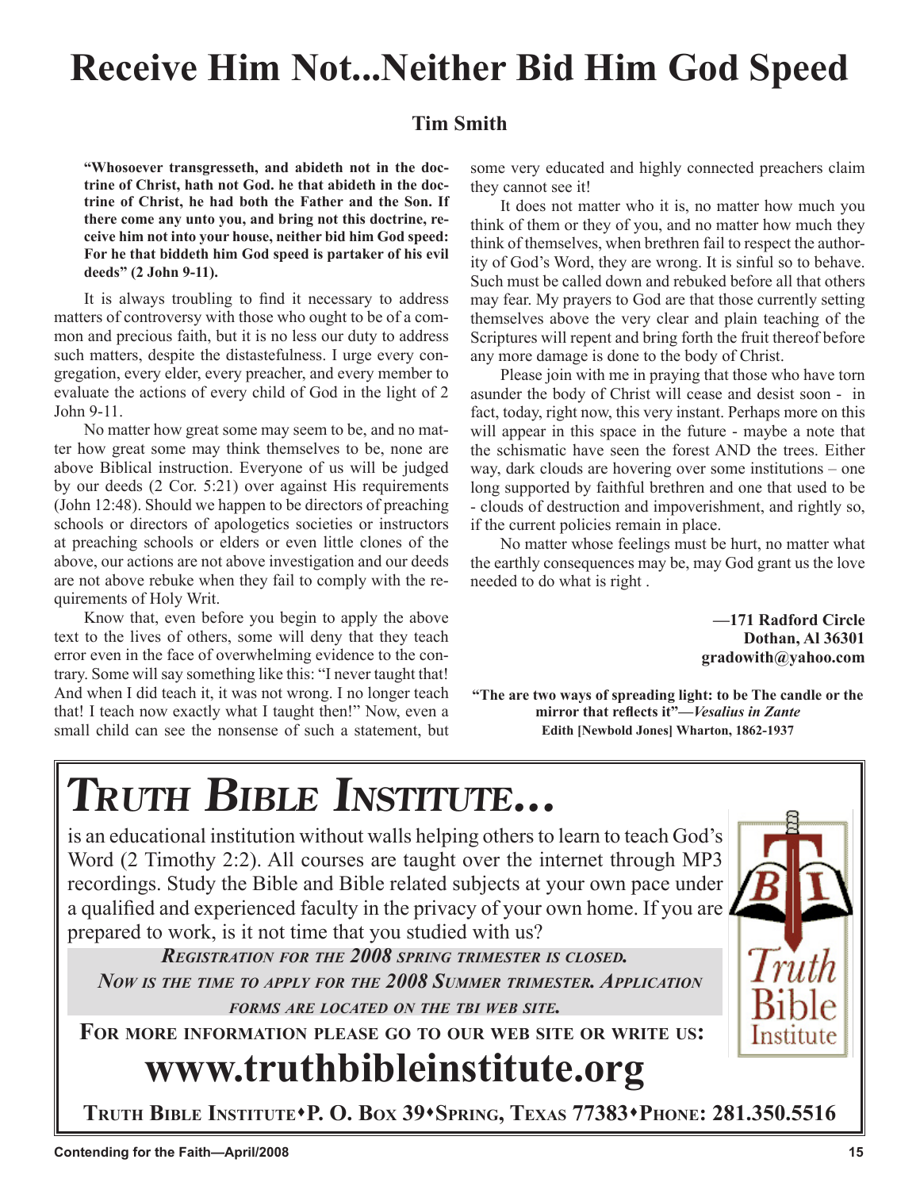# Receive Him Not...Neither Bid Him God Speed

**Tim Smith**

**"Whosoever transgresseth, and abideth not in the doctrine of Christ, hath not God. he that abideth in the doctrine of Christ, he had both the Father and the Son. If there come any unto you, and bring not this doctrine, receive him not into your house, neither bid him God speed: For he that biddeth him God speed is partaker of his evil deeds" (2 John 9-11).**

It is always troubling to find it necessary to address matters of controversy with those who ought to be of a common and precious faith, but it is no less our duty to address such matters, despite the distastefulness. I urge every congregation, every elder, every preacher, and every member to evaluate the actions of every child of God in the light of 2 John 9-11.

No matter how great some may seem to be, and no matter how great some may think themselves to be, none are above Biblical instruction. Everyone of us will be judged by our deeds (2 Cor. 5:21) over against His requirements (John 12:48). Should we happen to be directors of preaching schools or directors of apologetics societies or instructors at preaching schools or elders or even little clones of the above, our actions are not above investigation and our deeds are not above rebuke when they fail to comply with the requirements of Holy Writ.

Know that, even before you begin to apply the above text to the lives of others, some will deny that they teach error even in the face of overwhelming evidence to the contrary. Some will say something like this: "I never taught that! And when I did teach it, it was not wrong. I no longer teach that! I teach now exactly what I taught then!" Now, even a small child can see the nonsense of such a statement, but some very educated and highly connected preachers claim they cannot see it!

It does not matter who it is, no matter how much you think of them or they of you, and no matter how much they think of themselves, when brethren fail to respect the authority of God's Word, they are wrong. It is sinful so to behave. Such must be called down and rebuked before all that others may fear. My prayers to God are that those currently setting themselves above the very clear and plain teaching of the Scriptures will repent and bring forth the fruit thereof before any more damage is done to the body of Christ.

Please join with me in praying that those who have torn asunder the body of Christ will cease and desist soon - in fact, today, right now, this very instant. Perhaps more on this will appear in this space in the future - maybe a note that the schismatic have seen the forest AND the trees. Either way, dark clouds are hovering over some institutions – one long supported by faithful brethren and one that used to be - clouds of destruction and impoverishment, and rightly so, if the current policies remain in place.

No matter whose feelings must be hurt, no matter what the earthly consequences may be, may God grant us the love needed to do what is right .

**—171 Radford Circle**
**Dothan, Al 36301**
**gradowith@yahoo.com**

**"The are two ways of spreading light: to be The candle or the mirror that reflects it"—*Vesalius in Zante***
**Edith [Newbold Jones] Wharton, 1862-1937**

---

# *TRUTH BIBLE INSTITUTE...*

is an educational institution without walls helping others to learn to teach God's Word (2 Timothy 2:2). All courses are taught over the internet through MP3 recordings. Study the Bible and Bible related subjects at your own pace under a qualified and experienced faculty in the privacy of your own home. If you are prepared to work, is it not time that you studied with us?

***REGISTRATION FOR THE 2008 SPRING TRIMESTER IS CLOSED.***
***NOW IS THE TIME TO APPLY FOR THE 2008 SUMMER TRIMESTER. APPLICATION FORMS ARE LOCATED ON THE TBI WEB SITE.***

**FOR MORE INFORMATION PLEASE GO TO OUR WEB SITE OR WRITE US:**

## www.truthbibleinstitute.org

**TRUTH BIBLE INSTITUTE•P. O. BOX 39•SPRING, TEXAS 77383•PHONE: 281.350.5516**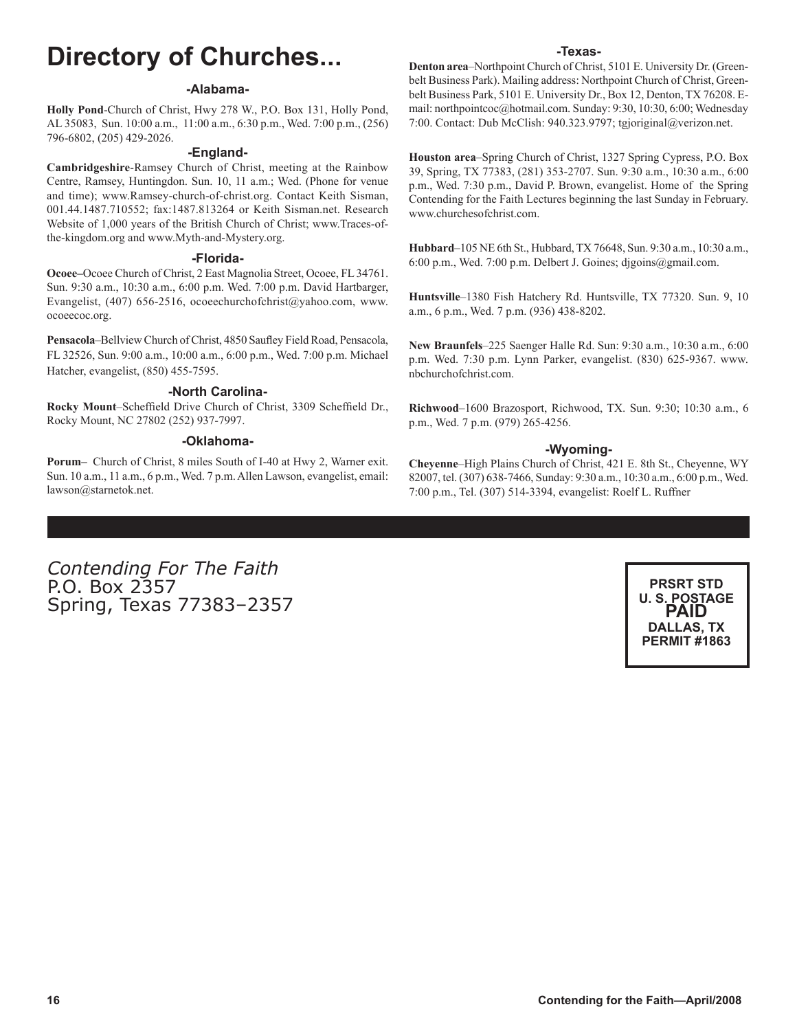# Directory of Churches...

### -Alabama-

**Holly Pond**-Church of Christ, Hwy 278 W., P.O. Box 131, Holly Pond, AL 35083, Sun. 10:00 a.m., 11:00 a.m., 6:30 p.m., Wed. 7:00 p.m., (256) 796-6802, (205) 429-2026.

### -England-

**Cambridgeshire**-Ramsey Church of Christ, meeting at the Rainbow Centre, Ramsey, Huntingdon. Sun. 10, 11 a.m.; Wed. (Phone for venue and time); www.Ramsey-church-of-christ.org. Contact Keith Sisman, 001.44.1487.710552; fax:1487.813264 or Keith Sisman.net. Research Website of 1,000 years of the British Church of Christ; www.Traces-of-the-kingdom.org and www.Myth-and-Mystery.org.

### -Florida-

**Ocoee–**Ocoee Church of Christ, 2 East Magnolia Street, Ocoee, FL 34761. Sun. 9:30 a.m., 10:30 a.m., 6:00 p.m. Wed. 7:00 p.m. David Hartbarger, Evangelist, (407) 656-2516, ocoeechurchofchrist@yahoo.com, www.ocoeecoc.org.

**Pensacola**–Bellview Church of Christ, 4850 Saufley Field Road, Pensacola, FL 32526, Sun. 9:00 a.m., 10:00 a.m., 6:00 p.m., Wed. 7:00 p.m. Michael Hatcher, evangelist, (850) 455-7595.

### -North Carolina-

**Rocky Mount**–Scheffield Drive Church of Christ, 3309 Scheffield Dr., Rocky Mount, NC 27802 (252) 937-7997.

### -Oklahoma-

**Porum–** Church of Christ, 8 miles South of I-40 at Hwy 2, Warner exit. Sun. 10 a.m., 11 a.m., 6 p.m., Wed. 7 p.m. Allen Lawson, evangelist, email: lawson@starnetok.net.

### -Texas-

**Denton area**–Northpoint Church of Christ, 5101 E. University Dr. (Greenbelt Business Park). Mailing address: Northpoint Church of Christ, Greenbelt Business Park, 5101 E. University Dr., Box 12, Denton, TX 76208. E-mail: northpointcoc@hotmail.com. Sunday: 9:30, 10:30, 6:00; Wednesday 7:00. Contact: Dub McClish: 940.323.9797; tgjoriginal@verizon.net.

**Houston area**–Spring Church of Christ, 1327 Spring Cypress, P.O. Box 39, Spring, TX 77383, (281) 353-2707. Sun. 9:30 a.m., 10:30 a.m., 6:00 p.m., Wed. 7:30 p.m., David P. Brown, evangelist. Home of the Spring Contending for the Faith Lectures beginning the last Sunday in February. www.churchesofchrist.com.

**Hubbard**–105 NE 6th St., Hubbard, TX 76648, Sun. 9:30 a.m., 10:30 a.m., 6:00 p.m., Wed. 7:00 p.m. Delbert J. Goines; djgoins@gmail.com.

**Huntsville**–1380 Fish Hatchery Rd. Huntsville, TX 77320. Sun. 9, 10 a.m., 6 p.m., Wed. 7 p.m. (936) 438-8202.

**New Braunfels**–225 Saenger Halle Rd. Sun: 9:30 a.m., 10:30 a.m., 6:00 p.m. Wed. 7:30 p.m. Lynn Parker, evangelist. (830) 625-9367. www.nbchurchofchrist.com.

**Richwood**–1600 Brazosport, Richwood, TX. Sun. 9:30; 10:30 a.m., 6 p.m., Wed. 7 p.m. (979) 265-4256.

### -Wyoming-

**Cheyenne**–High Plains Church of Christ, 421 E. 8th St., Cheyenne, WY 82007, tel. (307) 638-7466, Sunday: 9:30 a.m., 10:30 a.m., 6:00 p.m., Wed. 7:00 p.m., Tel. (307) 514-3394, evangelist: Roelf L. Ruffner

*Contending For The Faith*
P.O. Box 2357
Spring, Texas 77383–2357

**PRSRT STD**
**U. S. POSTAGE**
**PAID**
**DALLAS, TX**
**PERMIT #1863**